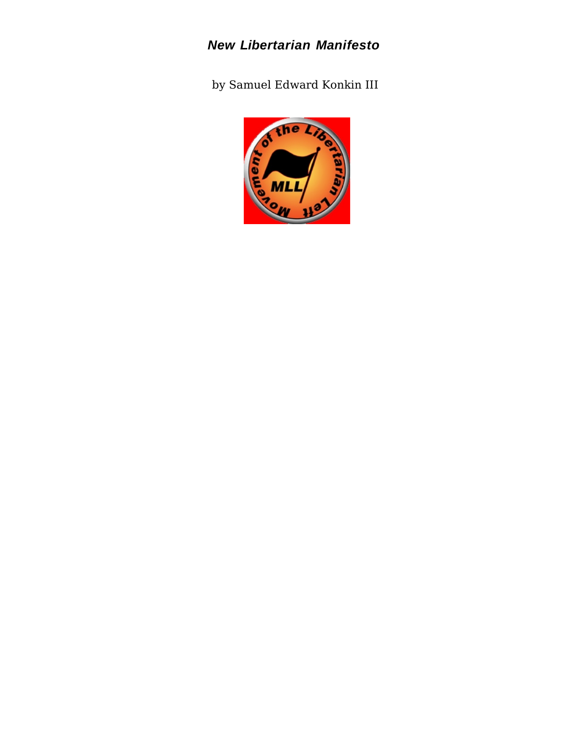# ***New Libertarian Manifesto***

by Samuel Edward Konkin III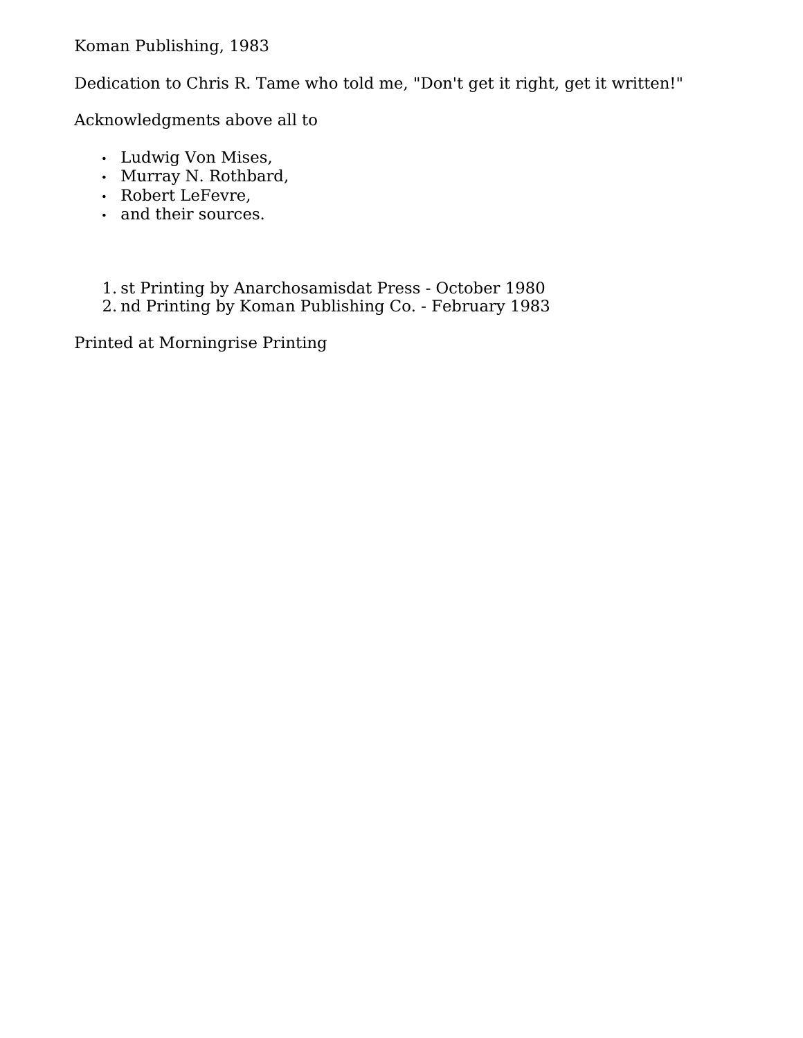Koman Publishing, 1983

Dedication to Chris R. Tame who told me, "Don't get it right, get it written!"

Acknowledgments above all to

- Ludwig Von Mises,
- Murray N. Rothbard,
- Robert LeFevre,
- and their sources.

1. st Printing by Anarchosamisdat Press - October 1980
2. nd Printing by Koman Publishing Co. - February 1983

Printed at Morningrise Printing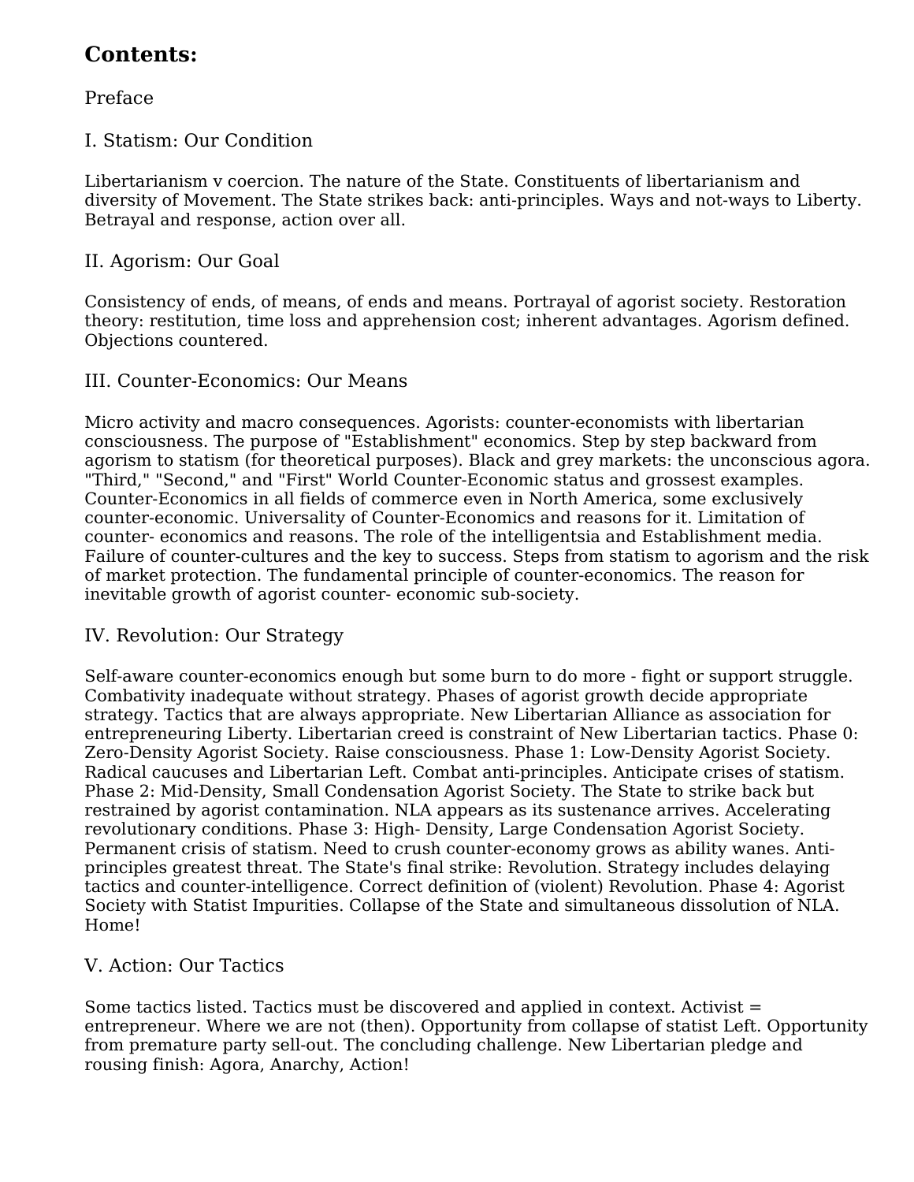## Contents:

Preface

I. Statism: Our Condition

Libertarianism v coercion. The nature of the State. Constituents of libertarianism and diversity of Movement. The State strikes back: anti-principles. Ways and not-ways to Liberty. Betrayal and response, action over all.

II. Agorism: Our Goal

Consistency of ends, of means, of ends and means. Portrayal of agorist society. Restoration theory: restitution, time loss and apprehension cost; inherent advantages. Agorism defined. Objections countered.

III. Counter-Economics: Our Means

Micro activity and macro consequences. Agorists: counter-economists with libertarian consciousness. The purpose of "Establishment" economics. Step by step backward from agorism to statism (for theoretical purposes). Black and grey markets: the unconscious agora. "Third," "Second," and "First" World Counter-Economic status and grossest examples. Counter-Economics in all fields of commerce even in North America, some exclusively counter-economic. Universality of Counter-Economics and reasons for it. Limitation of counter- economics and reasons. The role of the intelligentsia and Establishment media. Failure of counter-cultures and the key to success. Steps from statism to agorism and the risk of market protection. The fundamental principle of counter-economics. The reason for inevitable growth of agorist counter- economic sub-society.

IV. Revolution: Our Strategy

Self-aware counter-economics enough but some burn to do more - fight or support struggle. Combativity inadequate without strategy. Phases of agorist growth decide appropriate strategy. Tactics that are always appropriate. New Libertarian Alliance as association for entrepreneuring Liberty. Libertarian creed is constraint of New Libertarian tactics. Phase 0: Zero-Density Agorist Society. Raise consciousness. Phase 1: Low-Density Agorist Society. Radical caucuses and Libertarian Left. Combat anti-principles. Anticipate crises of statism. Phase 2: Mid-Density, Small Condensation Agorist Society. The State to strike back but restrained by agorist contamination. NLA appears as its sustenance arrives. Accelerating revolutionary conditions. Phase 3: High- Density, Large Condensation Agorist Society. Permanent crisis of statism. Need to crush counter-economy grows as ability wanes. Anti-principles greatest threat. The State's final strike: Revolution. Strategy includes delaying tactics and counter-intelligence. Correct definition of (violent) Revolution. Phase 4: Agorist Society with Statist Impurities. Collapse of the State and simultaneous dissolution of NLA. Home!

V. Action: Our Tactics

Some tactics listed. Tactics must be discovered and applied in context. Activist = entrepreneur. Where we are not (then). Opportunity from collapse of statist Left. Opportunity from premature party sell-out. The concluding challenge. New Libertarian pledge and rousing finish: Agora, Anarchy, Action!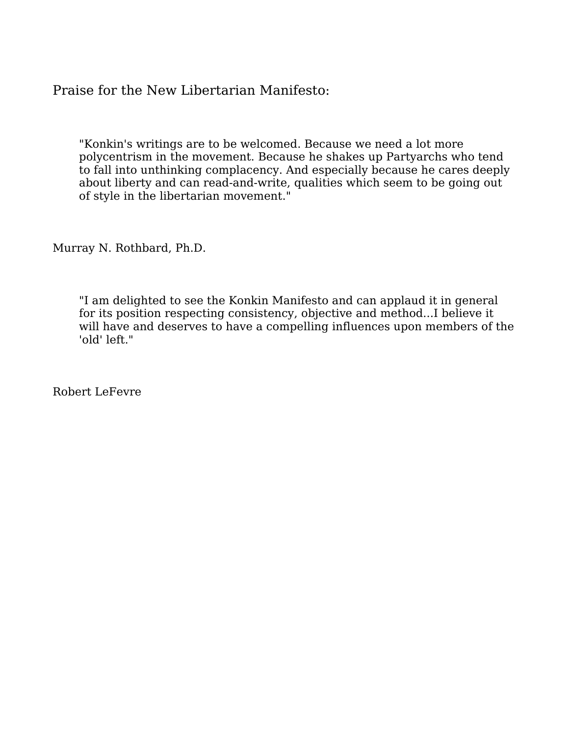Praise for the New Libertarian Manifesto:

> "Konkin's writings are to be welcomed. Because we need a lot more polycentrism in the movement. Because he shakes up Partyarchs who tend to fall into unthinking complacency. And especially because he cares deeply about liberty and can read-and-write, qualities which seem to be going out of style in the libertarian movement."

Murray N. Rothbard, Ph.D.

> "I am delighted to see the Konkin Manifesto and can applaud it in general for its position respecting consistency, objective and method...I believe it will have and deserves to have a compelling influences upon members of the 'old' left."

Robert LeFevre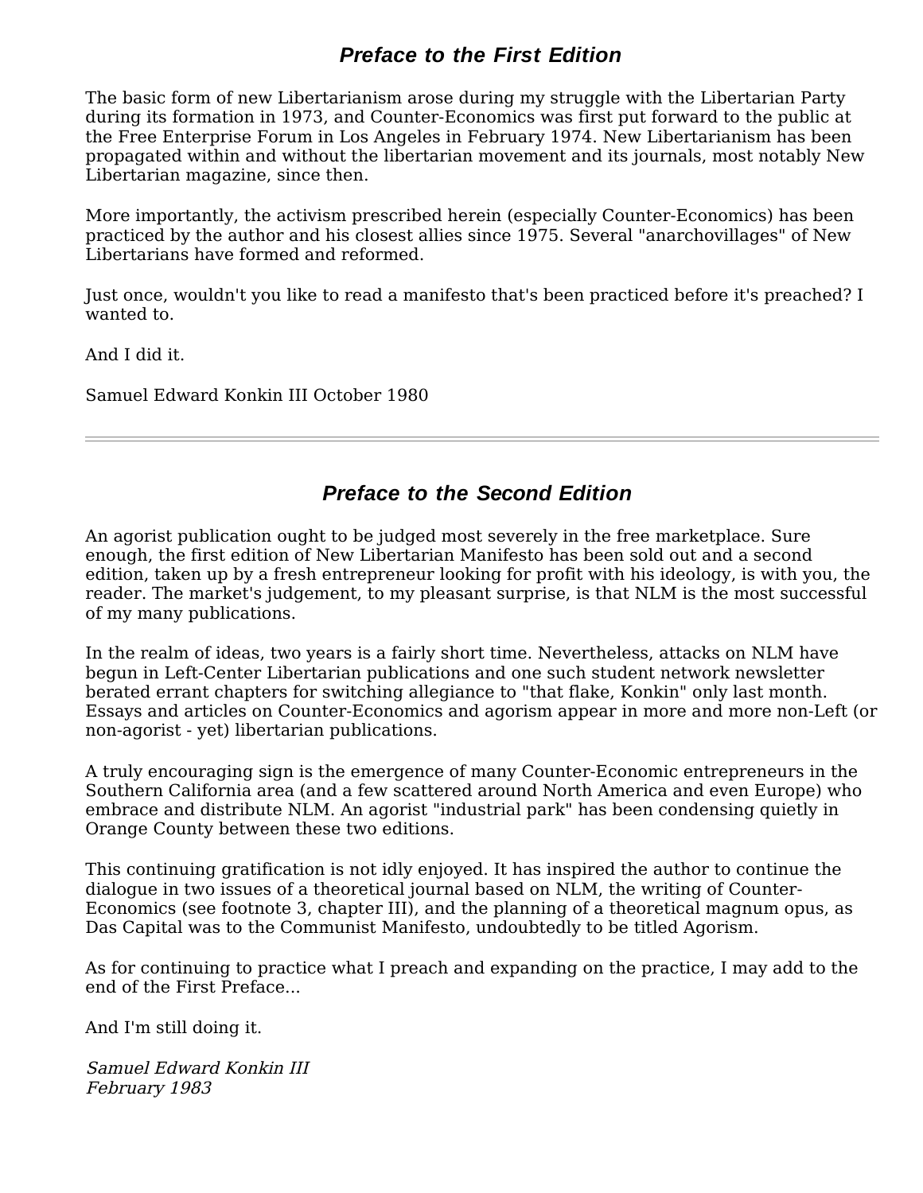## *Preface to the First Edition*

The basic form of new Libertarianism arose during my struggle with the Libertarian Party during its formation in 1973, and Counter-Economics was first put forward to the public at the Free Enterprise Forum in Los Angeles in February 1974. New Libertarianism has been propagated within and without the libertarian movement and its journals, most notably New Libertarian magazine, since then.

More importantly, the activism prescribed herein (especially Counter-Economics) has been practiced by the author and his closest allies since 1975. Several "anarchovillages" of New Libertarians have formed and reformed.

Just once, wouldn't you like to read a manifesto that's been practiced before it's preached? I wanted to.

And I did it.

Samuel Edward Konkin III October 1980

---

## *Preface to the Second Edition*

An agorist publication ought to be judged most severely in the free marketplace. Sure enough, the first edition of New Libertarian Manifesto has been sold out and a second edition, taken up by a fresh entrepreneur looking for profit with his ideology, is with you, the reader. The market's judgement, to my pleasant surprise, is that NLM is the most successful of my many publications.

In the realm of ideas, two years is a fairly short time. Nevertheless, attacks on NLM have begun in Left-Center Libertarian publications and one such student network newsletter berated errant chapters for switching allegiance to "that flake, Konkin" only last month. Essays and articles on Counter-Economics and agorism appear in more and more non-Left (or non-agorist - yet) libertarian publications.

A truly encouraging sign is the emergence of many Counter-Economic entrepreneurs in the Southern California area (and a few scattered around North America and even Europe) who embrace and distribute NLM. An agorist "industrial park" has been condensing quietly in Orange County between these two editions.

This continuing gratification is not idly enjoyed. It has inspired the author to continue the dialogue in two issues of a theoretical journal based on NLM, the writing of Counter-Economics (see footnote 3, chapter III), and the planning of a theoretical magnum opus, as Das Capital was to the Communist Manifesto, undoubtedly to be titled Agorism.

As for continuing to practice what I preach and expanding on the practice, I may add to the end of the First Preface...

And I'm still doing it.

*Samuel Edward Konkin III*
*February 1983*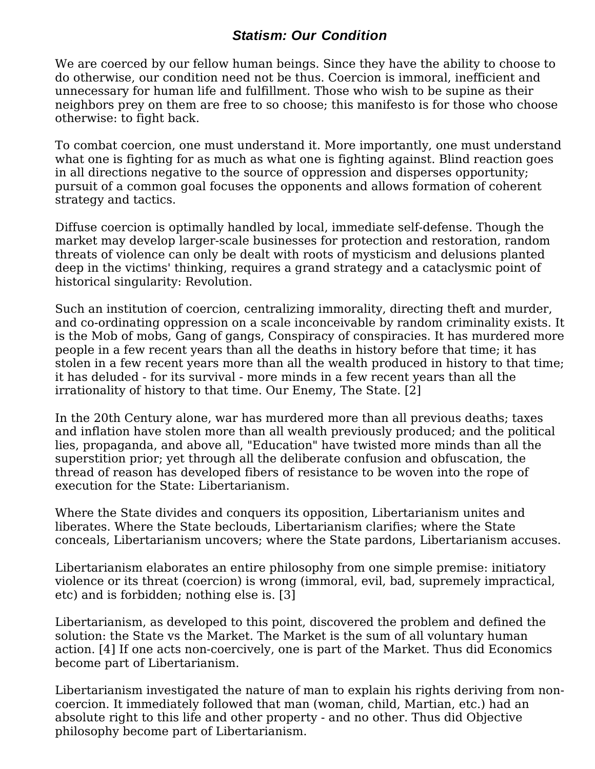## ***Statism: Our Condition***

We are coerced by our fellow human beings. Since they have the ability to choose to do otherwise, our condition need not be thus. Coercion is immoral, inefficient and unnecessary for human life and fulfillment. Those who wish to be supine as their neighbors prey on them are free to so choose; this manifesto is for those who choose otherwise: to fight back.

To combat coercion, one must understand it. More importantly, one must understand what one is fighting for as much as what one is fighting against. Blind reaction goes in all directions negative to the source of oppression and disperses opportunity; pursuit of a common goal focuses the opponents and allows formation of coherent strategy and tactics.

Diffuse coercion is optimally handled by local, immediate self-defense. Though the market may develop larger-scale businesses for protection and restoration, random threats of violence can only be dealt with roots of mysticism and delusions planted deep in the victims' thinking, requires a grand strategy and a cataclysmic point of historical singularity: Revolution.

Such an institution of coercion, centralizing immorality, directing theft and murder, and co-ordinating oppression on a scale inconceivable by random criminality exists. It is the Mob of mobs, Gang of gangs, Conspiracy of conspiracies. It has murdered more people in a few recent years than all the deaths in history before that time; it has stolen in a few recent years more than all the wealth produced in history to that time; it has deluded - for its survival - more minds in a few recent years than all the irrationality of history to that time. Our Enemy, The State. [2]

In the 20th Century alone, war has murdered more than all previous deaths; taxes and inflation have stolen more than all wealth previously produced; and the political lies, propaganda, and above all, "Education" have twisted more minds than all the superstition prior; yet through all the deliberate confusion and obfuscation, the thread of reason has developed fibers of resistance to be woven into the rope of execution for the State: Libertarianism.

Where the State divides and conquers its opposition, Libertarianism unites and liberates. Where the State beclouds, Libertarianism clarifies; where the State conceals, Libertarianism uncovers; where the State pardons, Libertarianism accuses.

Libertarianism elaborates an entire philosophy from one simple premise: initiatory violence or its threat (coercion) is wrong (immoral, evil, bad, supremely impractical, etc) and is forbidden; nothing else is. [3]

Libertarianism, as developed to this point, discovered the problem and defined the solution: the State vs the Market. The Market is the sum of all voluntary human action. [4] If one acts non-coercively, one is part of the Market. Thus did Economics become part of Libertarianism.

Libertarianism investigated the nature of man to explain his rights deriving from non-coercion. It immediately followed that man (woman, child, Martian, etc.) had an absolute right to this life and other property - and no other. Thus did Objective philosophy become part of Libertarianism.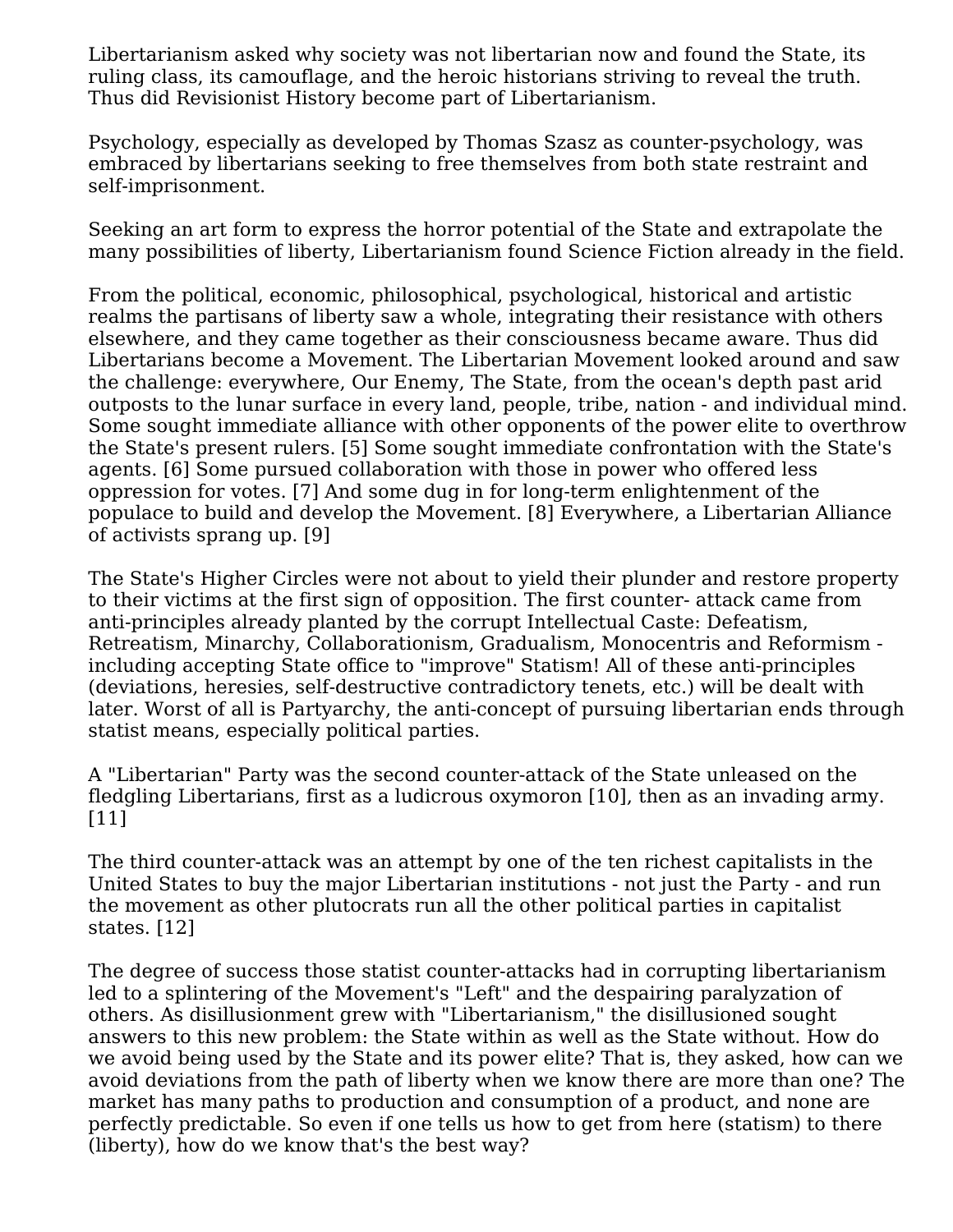Libertarianism asked why society was not libertarian now and found the State, its ruling class, its camouflage, and the heroic historians striving to reveal the truth. Thus did Revisionist History become part of Libertarianism.

Psychology, especially as developed by Thomas Szasz as counter-psychology, was embraced by libertarians seeking to free themselves from both state restraint and self-imprisonment.

Seeking an art form to express the horror potential of the State and extrapolate the many possibilities of liberty, Libertarianism found Science Fiction already in the field.

From the political, economic, philosophical, psychological, historical and artistic realms the partisans of liberty saw a whole, integrating their resistance with others elsewhere, and they came together as their consciousness became aware. Thus did Libertarians become a Movement. The Libertarian Movement looked around and saw the challenge: everywhere, Our Enemy, The State, from the ocean's depth past arid outposts to the lunar surface in every land, people, tribe, nation - and individual mind. Some sought immediate alliance with other opponents of the power elite to overthrow the State's present rulers. [5] Some sought immediate confrontation with the State's agents. [6] Some pursued collaboration with those in power who offered less oppression for votes. [7] And some dug in for long-term enlightenment of the populace to build and develop the Movement. [8] Everywhere, a Libertarian Alliance of activists sprang up. [9]

The State's Higher Circles were not about to yield their plunder and restore property to their victims at the first sign of opposition. The first counter- attack came from anti-principles already planted by the corrupt Intellectual Caste: Defeatism, Retreatism, Minarchy, Collaborationism, Gradualism, Monocentris and Reformism - including accepting State office to "improve" Statism! All of these anti-principles (deviations, heresies, self-destructive contradictory tenets, etc.) will be dealt with later. Worst of all is Partyarchy, the anti-concept of pursuing libertarian ends through statist means, especially political parties.

A "Libertarian" Party was the second counter-attack of the State unleased on the fledgling Libertarians, first as a ludicrous oxymoron [10], then as an invading army. [11]

The third counter-attack was an attempt by one of the ten richest capitalists in the United States to buy the major Libertarian institutions - not just the Party - and run the movement as other plutocrats run all the other political parties in capitalist states. [12]

The degree of success those statist counter-attacks had in corrupting libertarianism led to a splintering of the Movement's "Left" and the despairing paralyzation of others. As disillusionment grew with "Libertarianism," the disillusioned sought answers to this new problem: the State within as well as the State without. How do we avoid being used by the State and its power elite? That is, they asked, how can we avoid deviations from the path of liberty when we know there are more than one? The market has many paths to production and consumption of a product, and none are perfectly predictable. So even if one tells us how to get from here (statism) to there (liberty), how do we know that's the best way?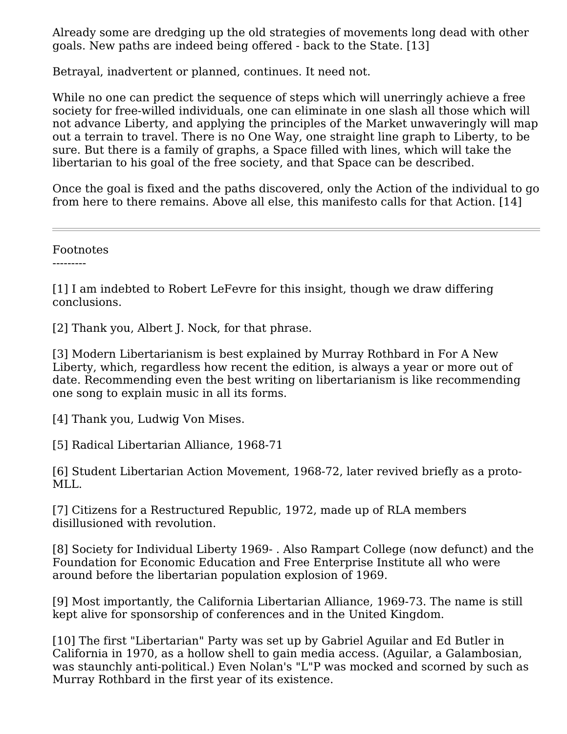Already some are dredging up the old strategies of movements long dead with other goals. New paths are indeed being offered - back to the State. [13]

Betrayal, inadvertent or planned, continues. It need not.

While no one can predict the sequence of steps which will unerringly achieve a free society for free-willed individuals, one can eliminate in one slash all those which will not advance Liberty, and applying the principles of the Market unwaveringly will map out a terrain to travel. There is no One Way, one straight line graph to Liberty, to be sure. But there is a family of graphs, a Space filled with lines, which will take the libertarian to his goal of the free society, and that Space can be described.

Once the goal is fixed and the paths discovered, only the Action of the individual to go from here to there remains. Above all else, this manifesto calls for that Action. [14]

---

Footnotes
---------

[1] I am indebted to Robert LeFevre for this insight, though we draw differing conclusions.

[2] Thank you, Albert J. Nock, for that phrase.

[3] Modern Libertarianism is best explained by Murray Rothbard in For A New Liberty, which, regardless how recent the edition, is always a year or more out of date. Recommending even the best writing on libertarianism is like recommending one song to explain music in all its forms.

[4] Thank you, Ludwig Von Mises.

[5] Radical Libertarian Alliance, 1968-71

[6] Student Libertarian Action Movement, 1968-72, later revived briefly as a proto-MLL.

[7] Citizens for a Restructured Republic, 1972, made up of RLA members disillusioned with revolution.

[8] Society for Individual Liberty 1969- . Also Rampart College (now defunct) and the Foundation for Economic Education and Free Enterprise Institute all who were around before the libertarian population explosion of 1969.

[9] Most importantly, the California Libertarian Alliance, 1969-73. The name is still kept alive for sponsorship of conferences and in the United Kingdom.

[10] The first "Libertarian" Party was set up by Gabriel Aguilar and Ed Butler in California in 1970, as a hollow shell to gain media access. (Aguilar, a Galambosian, was staunchly anti-political.) Even Nolan's "L"P was mocked and scorned by such as Murray Rothbard in the first year of its existence.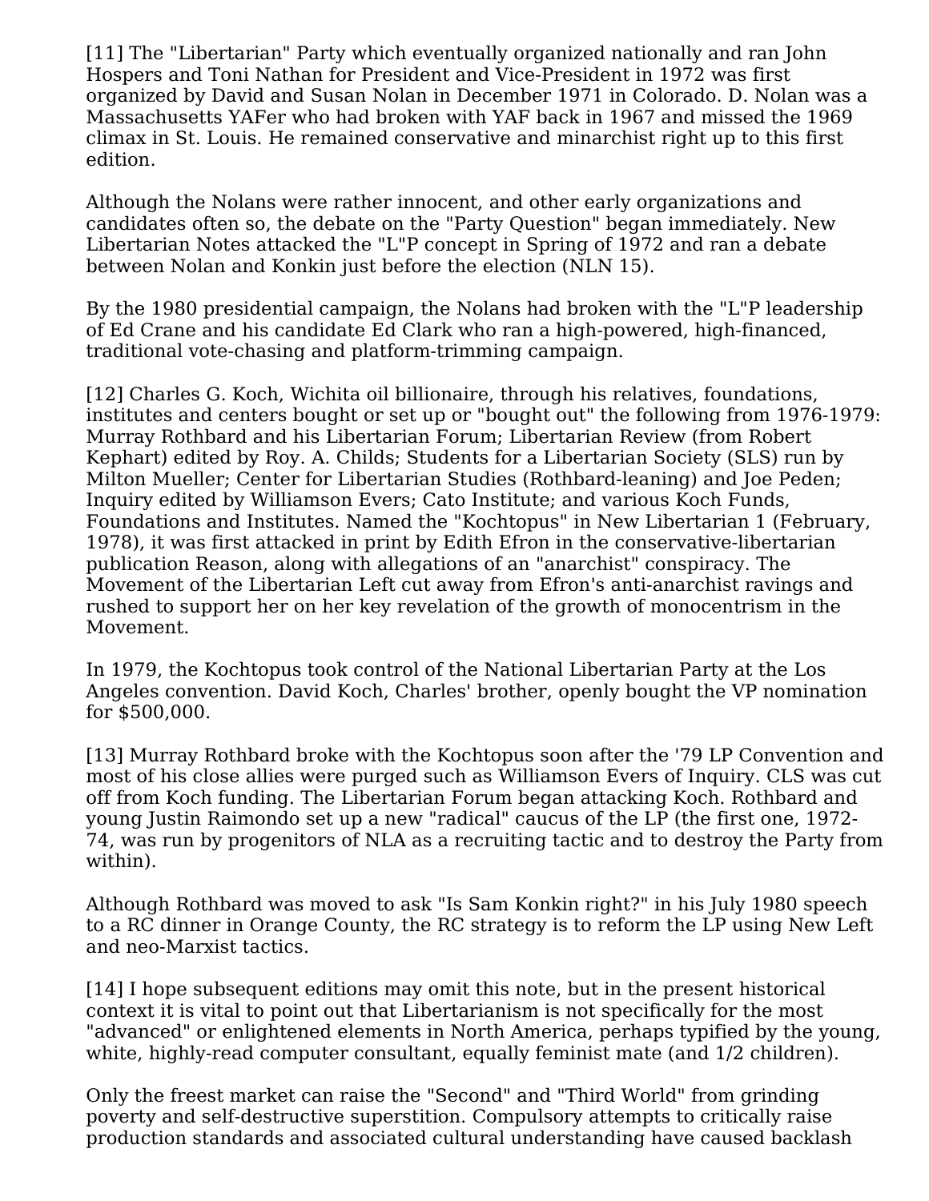[11] The "Libertarian" Party which eventually organized nationally and ran John Hospers and Toni Nathan for President and Vice-President in 1972 was first organized by David and Susan Nolan in December 1971 in Colorado. D. Nolan was a Massachusetts YAFer who had broken with YAF back in 1967 and missed the 1969 climax in St. Louis. He remained conservative and minarchist right up to this first edition.

Although the Nolans were rather innocent, and other early organizations and candidates often so, the debate on the "Party Question" began immediately. New Libertarian Notes attacked the "L"P concept in Spring of 1972 and ran a debate between Nolan and Konkin just before the election (NLN 15).

By the 1980 presidential campaign, the Nolans had broken with the "L"P leadership of Ed Crane and his candidate Ed Clark who ran a high-powered, high-financed, traditional vote-chasing and platform-trimming campaign.

[12] Charles G. Koch, Wichita oil billionaire, through his relatives, foundations, institutes and centers bought or set up or "bought out" the following from 1976-1979: Murray Rothbard and his Libertarian Forum; Libertarian Review (from Robert Kephart) edited by Roy. A. Childs; Students for a Libertarian Society (SLS) run by Milton Mueller; Center for Libertarian Studies (Rothbard-leaning) and Joe Peden; Inquiry edited by Williamson Evers; Cato Institute; and various Koch Funds, Foundations and Institutes. Named the "Kochtopus" in New Libertarian 1 (February, 1978), it was first attacked in print by Edith Efron in the conservative-libertarian publication Reason, along with allegations of an "anarchist" conspiracy. The Movement of the Libertarian Left cut away from Efron's anti-anarchist ravings and rushed to support her on her key revelation of the growth of monocentrism in the Movement.

In 1979, the Kochtopus took control of the National Libertarian Party at the Los Angeles convention. David Koch, Charles' brother, openly bought the VP nomination for $500,000.

[13] Murray Rothbard broke with the Kochtopus soon after the '79 LP Convention and most of his close allies were purged such as Williamson Evers of Inquiry. CLS was cut off from Koch funding. The Libertarian Forum began attacking Koch. Rothbard and young Justin Raimondo set up a new "radical" caucus of the LP (the first one, 1972-74, was run by progenitors of NLA as a recruiting tactic and to destroy the Party from within).

Although Rothbard was moved to ask "Is Sam Konkin right?" in his July 1980 speech to a RC dinner in Orange County, the RC strategy is to reform the LP using New Left and neo-Marxist tactics.

[14] I hope subsequent editions may omit this note, but in the present historical context it is vital to point out that Libertarianism is not specifically for the most "advanced" or enlightened elements in North America, perhaps typified by the young, white, highly-read computer consultant, equally feminist mate (and 1/2 children).

Only the freest market can raise the "Second" and "Third World" from grinding poverty and self-destructive superstition. Compulsory attempts to critically raise production standards and associated cultural understanding have caused backlash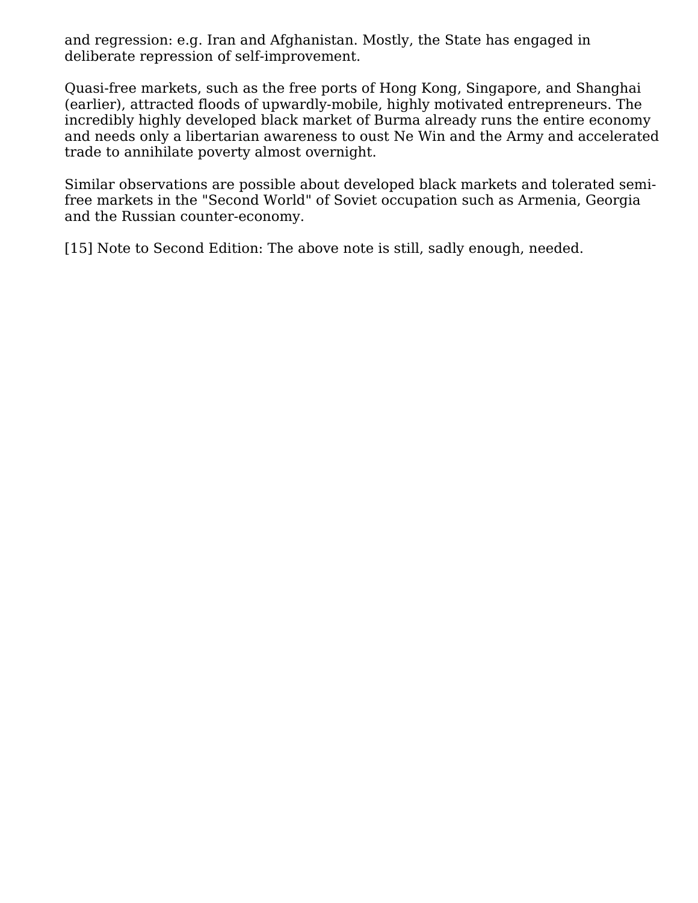and regression: e.g. Iran and Afghanistan. Mostly, the State has engaged in deliberate repression of self-improvement.

Quasi-free markets, such as the free ports of Hong Kong, Singapore, and Shanghai (earlier), attracted floods of upwardly-mobile, highly motivated entrepreneurs. The incredibly highly developed black market of Burma already runs the entire economy and needs only a libertarian awareness to oust Ne Win and the Army and accelerated trade to annihilate poverty almost overnight.

Similar observations are possible about developed black markets and tolerated semi-free markets in the "Second World" of Soviet occupation such as Armenia, Georgia and the Russian counter-economy.

[15] Note to Second Edition: The above note is still, sadly enough, needed.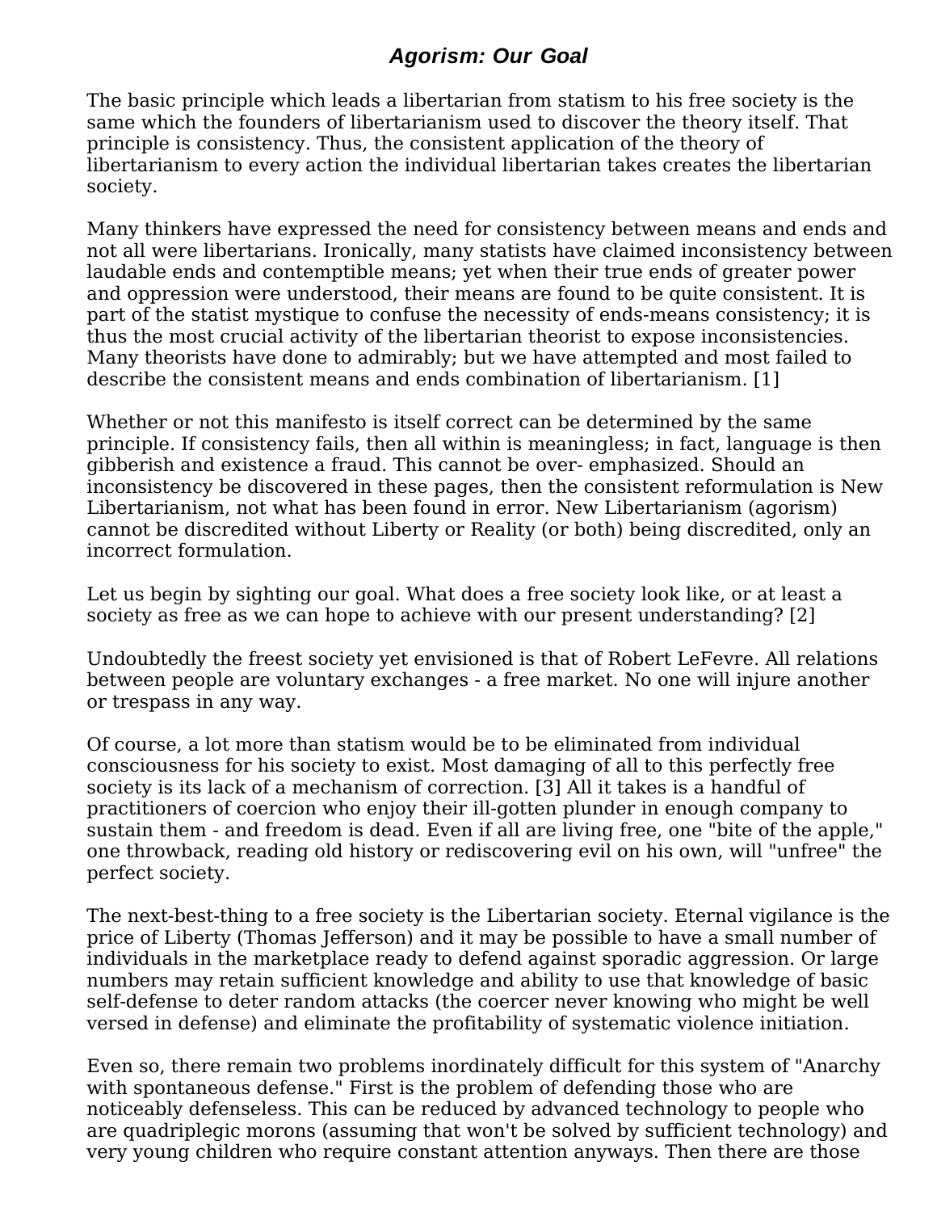## *Agorism: Our Goal*

The basic principle which leads a libertarian from statism to his free society is the same which the founders of libertarianism used to discover the theory itself. That principle is consistency. Thus, the consistent application of the theory of libertarianism to every action the individual libertarian takes creates the libertarian society.

Many thinkers have expressed the need for consistency between means and ends and not all were libertarians. Ironically, many statists have claimed inconsistency between laudable ends and contemptible means; yet when their true ends of greater power and oppression were understood, their means are found to be quite consistent. It is part of the statist mystique to confuse the necessity of ends-means consistency; it is thus the most crucial activity of the libertarian theorist to expose inconsistencies. Many theorists have done to admirably; but we have attempted and most failed to describe the consistent means and ends combination of libertarianism. [1]

Whether or not this manifesto is itself correct can be determined by the same principle. If consistency fails, then all within is meaningless; in fact, language is then gibberish and existence a fraud. This cannot be over- emphasized. Should an inconsistency be discovered in these pages, then the consistent reformulation is New Libertarianism, not what has been found in error. New Libertarianism (agorism) cannot be discredited without Liberty or Reality (or both) being discredited, only an incorrect formulation.

Let us begin by sighting our goal. What does a free society look like, or at least a society as free as we can hope to achieve with our present understanding? [2]

Undoubtedly the freest society yet envisioned is that of Robert LeFevre. All relations between people are voluntary exchanges - a free market. No one will injure another or trespass in any way.

Of course, a lot more than statism would be to be eliminated from individual consciousness for his society to exist. Most damaging of all to this perfectly free society is its lack of a mechanism of correction. [3] All it takes is a handful of practitioners of coercion who enjoy their ill-gotten plunder in enough company to sustain them - and freedom is dead. Even if all are living free, one "bite of the apple," one throwback, reading old history or rediscovering evil on his own, will "unfree" the perfect society.

The next-best-thing to a free society is the Libertarian society. Eternal vigilance is the price of Liberty (Thomas Jefferson) and it may be possible to have a small number of individuals in the marketplace ready to defend against sporadic aggression. Or large numbers may retain sufficient knowledge and ability to use that knowledge of basic self-defense to deter random attacks (the coercer never knowing who might be well versed in defense) and eliminate the profitability of systematic violence initiation.

Even so, there remain two problems inordinately difficult for this system of "Anarchy with spontaneous defense." First is the problem of defending those who are noticeably defenseless. This can be reduced by advanced technology to people who are quadriplegic morons (assuming that won't be solved by sufficient technology) and very young children who require constant attention anyways. Then there are those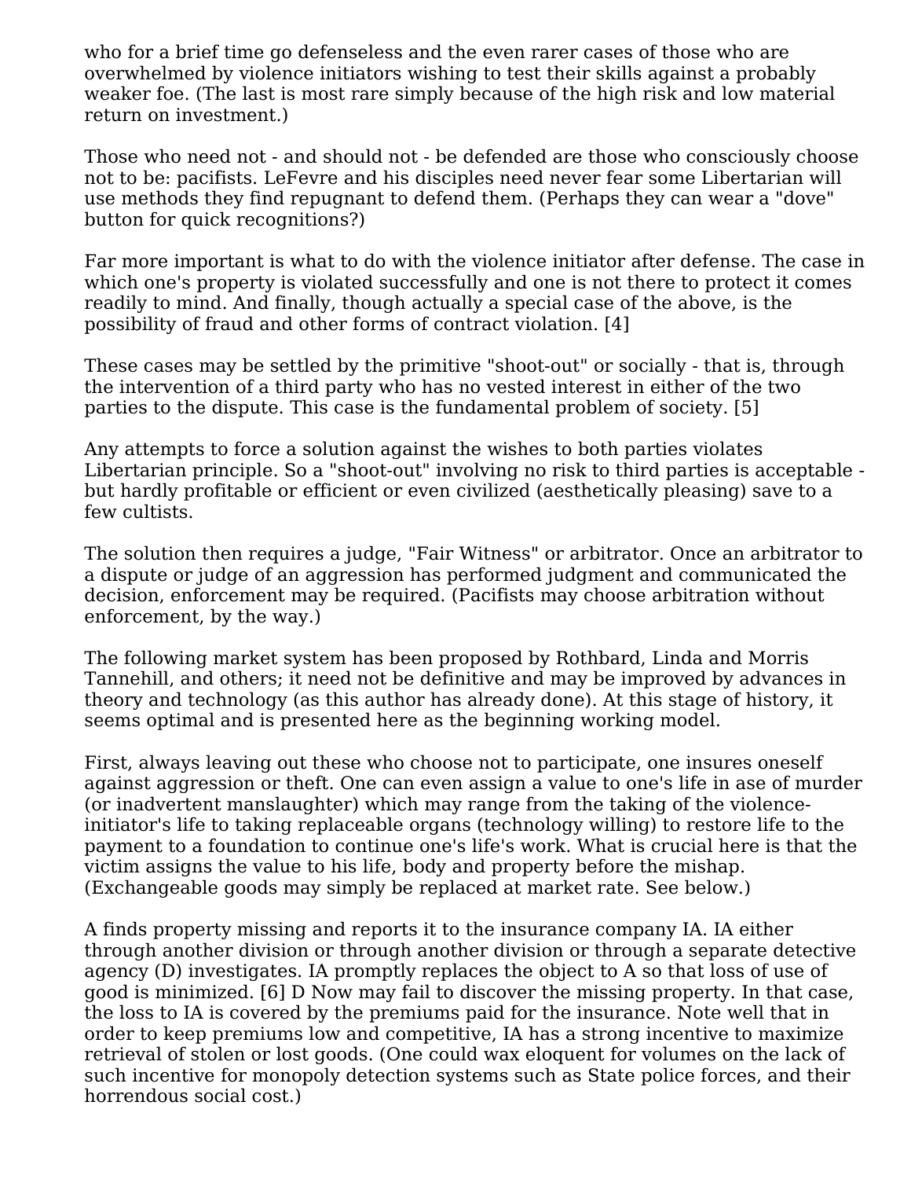who for a brief time go defenseless and the even rarer cases of those who are overwhelmed by violence initiators wishing to test their skills against a probably weaker foe. (The last is most rare simply because of the high risk and low material return on investment.)

Those who need not - and should not - be defended are those who consciously choose not to be: pacifists. LeFevre and his disciples need never fear some Libertarian will use methods they find repugnant to defend them. (Perhaps they can wear a "dove" button for quick recognitions?)

Far more important is what to do with the violence initiator after defense. The case in which one's property is violated successfully and one is not there to protect it comes readily to mind. And finally, though actually a special case of the above, is the possibility of fraud and other forms of contract violation. [4]

These cases may be settled by the primitive "shoot-out" or socially - that is, through the intervention of a third party who has no vested interest in either of the two parties to the dispute. This case is the fundamental problem of society. [5]

Any attempts to force a solution against the wishes to both parties violates Libertarian principle. So a "shoot-out" involving no risk to third parties is acceptable - but hardly profitable or efficient or even civilized (aesthetically pleasing) save to a few cultists.

The solution then requires a judge, "Fair Witness" or arbitrator. Once an arbitrator to a dispute or judge of an aggression has performed judgment and communicated the decision, enforcement may be required. (Pacifists may choose arbitration without enforcement, by the way.)

The following market system has been proposed by Rothbard, Linda and Morris Tannehill, and others; it need not be definitive and may be improved by advances in theory and technology (as this author has already done). At this stage of history, it seems optimal and is presented here as the beginning working model.

First, always leaving out these who choose not to participate, one insures oneself against aggression or theft. One can even assign a value to one's life in ase of murder (or inadvertent manslaughter) which may range from the taking of the violence-initiator's life to taking replaceable organs (technology willing) to restore life to the payment to a foundation to continue one's life's work. What is crucial here is that the victim assigns the value to his life, body and property before the mishap. (Exchangeable goods may simply be replaced at market rate. See below.)

A finds property missing and reports it to the insurance company IA. IA either through another division or through another division or through a separate detective agency (D) investigates. IA promptly replaces the object to A so that loss of use of good is minimized. [6] D Now may fail to discover the missing property. In that case, the loss to IA is covered by the premiums paid for the insurance. Note well that in order to keep premiums low and competitive, IA has a strong incentive to maximize retrieval of stolen or lost goods. (One could wax eloquent for volumes on the lack of such incentive for monopoly detection systems such as State police forces, and their horrendous social cost.)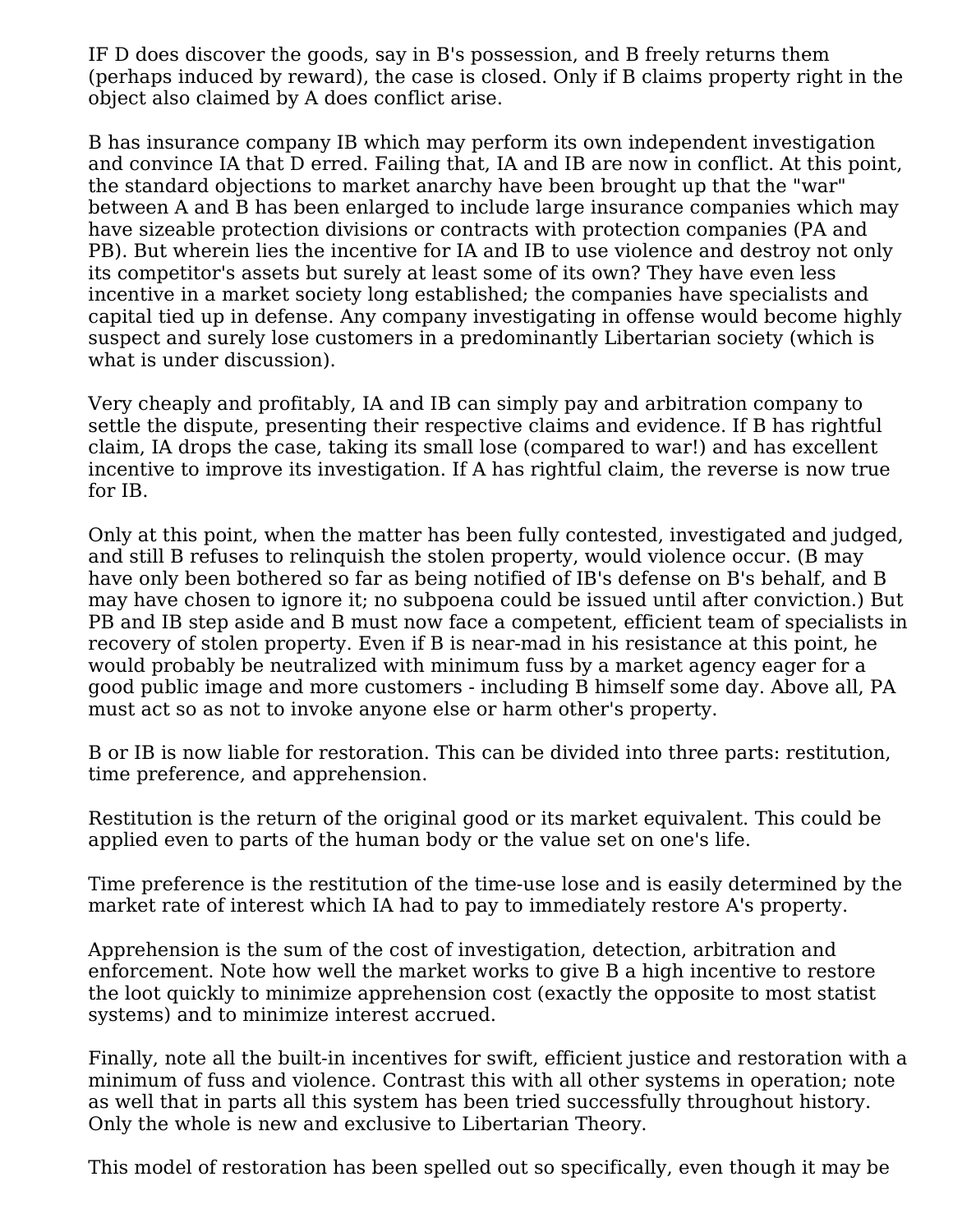IF D does discover the goods, say in B's possession, and B freely returns them (perhaps induced by reward), the case is closed. Only if B claims property right in the object also claimed by A does conflict arise.

B has insurance company IB which may perform its own independent investigation and convince IA that D erred. Failing that, IA and IB are now in conflict. At this point, the standard objections to market anarchy have been brought up that the "war" between A and B has been enlarged to include large insurance companies which may have sizeable protection divisions or contracts with protection companies (PA and PB). But wherein lies the incentive for IA and IB to use violence and destroy not only its competitor's assets but surely at least some of its own? They have even less incentive in a market society long established; the companies have specialists and capital tied up in defense. Any company investigating in offense would become highly suspect and surely lose customers in a predominantly Libertarian society (which is what is under discussion).

Very cheaply and profitably, IA and IB can simply pay and arbitration company to settle the dispute, presenting their respective claims and evidence. If B has rightful claim, IA drops the case, taking its small lose (compared to war!) and has excellent incentive to improve its investigation. If A has rightful claim, the reverse is now true for IB.

Only at this point, when the matter has been fully contested, investigated and judged, and still B refuses to relinquish the stolen property, would violence occur. (B may have only been bothered so far as being notified of IB's defense on B's behalf, and B may have chosen to ignore it; no subpoena could be issued until after conviction.) But PB and IB step aside and B must now face a competent, efficient team of specialists in recovery of stolen property. Even if B is near-mad in his resistance at this point, he would probably be neutralized with minimum fuss by a market agency eager for a good public image and more customers - including B himself some day. Above all, PA must act so as not to invoke anyone else or harm other's property.

B or IB is now liable for restoration. This can be divided into three parts: restitution, time preference, and apprehension.

Restitution is the return of the original good or its market equivalent. This could be applied even to parts of the human body or the value set on one's life.

Time preference is the restitution of the time-use lose and is easily determined by the market rate of interest which IA had to pay to immediately restore A's property.

Apprehension is the sum of the cost of investigation, detection, arbitration and enforcement. Note how well the market works to give B a high incentive to restore the loot quickly to minimize apprehension cost (exactly the opposite to most statist systems) and to minimize interest accrued.

Finally, note all the built-in incentives for swift, efficient justice and restoration with a minimum of fuss and violence. Contrast this with all other systems in operation; note as well that in parts all this system has been tried successfully throughout history. Only the whole is new and exclusive to Libertarian Theory.

This model of restoration has been spelled out so specifically, even though it may be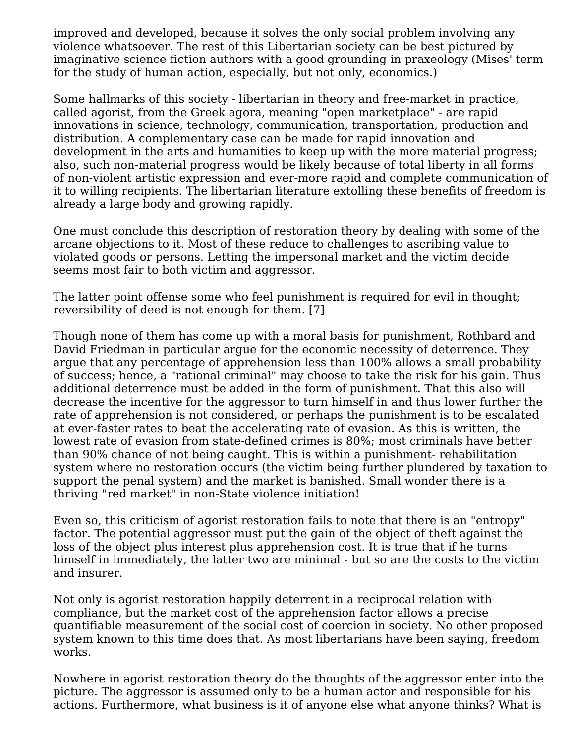improved and developed, because it solves the only social problem involving any violence whatsoever. The rest of this Libertarian society can be best pictured by imaginative science fiction authors with a good grounding in praxeology (Mises' term for the study of human action, especially, but not only, economics.)

Some hallmarks of this society - libertarian in theory and free-market in practice, called agorist, from the Greek agora, meaning "open marketplace" - are rapid innovations in science, technology, communication, transportation, production and distribution. A complementary case can be made for rapid innovation and development in the arts and humanities to keep up with the more material progress; also, such non-material progress would be likely because of total liberty in all forms of non-violent artistic expression and ever-more rapid and complete communication of it to willing recipients. The libertarian literature extolling these benefits of freedom is already a large body and growing rapidly.

One must conclude this description of restoration theory by dealing with some of the arcane objections to it. Most of these reduce to challenges to ascribing value to violated goods or persons. Letting the impersonal market and the victim decide seems most fair to both victim and aggressor.

The latter point offense some who feel punishment is required for evil in thought; reversibility of deed is not enough for them. [7]

Though none of them has come up with a moral basis for punishment, Rothbard and David Friedman in particular argue for the economic necessity of deterrence. They argue that any percentage of apprehension less than 100% allows a small probability of success; hence, a "rational criminal" may choose to take the risk for his gain. Thus additional deterrence must be added in the form of punishment. That this also will decrease the incentive for the aggressor to turn himself in and thus lower further the rate of apprehension is not considered, or perhaps the punishment is to be escalated at ever-faster rates to beat the accelerating rate of evasion. As this is written, the lowest rate of evasion from state-defined crimes is 80%; most criminals have better than 90% chance of not being caught. This is within a punishment- rehabilitation system where no restoration occurs (the victim being further plundered by taxation to support the penal system) and the market is banished. Small wonder there is a thriving "red market" in non-State violence initiation!

Even so, this criticism of agorist restoration fails to note that there is an "entropy" factor. The potential aggressor must put the gain of the object of theft against the loss of the object plus interest plus apprehension cost. It is true that if he turns himself in immediately, the latter two are minimal - but so are the costs to the victim and insurer.

Not only is agorist restoration happily deterrent in a reciprocal relation with compliance, but the market cost of the apprehension factor allows a precise quantifiable measurement of the social cost of coercion in society. No other proposed system known to this time does that. As most libertarians have been saying, freedom works.

Nowhere in agorist restoration theory do the thoughts of the aggressor enter into the picture. The aggressor is assumed only to be a human actor and responsible for his actions. Furthermore, what business is it of anyone else what anyone thinks? What is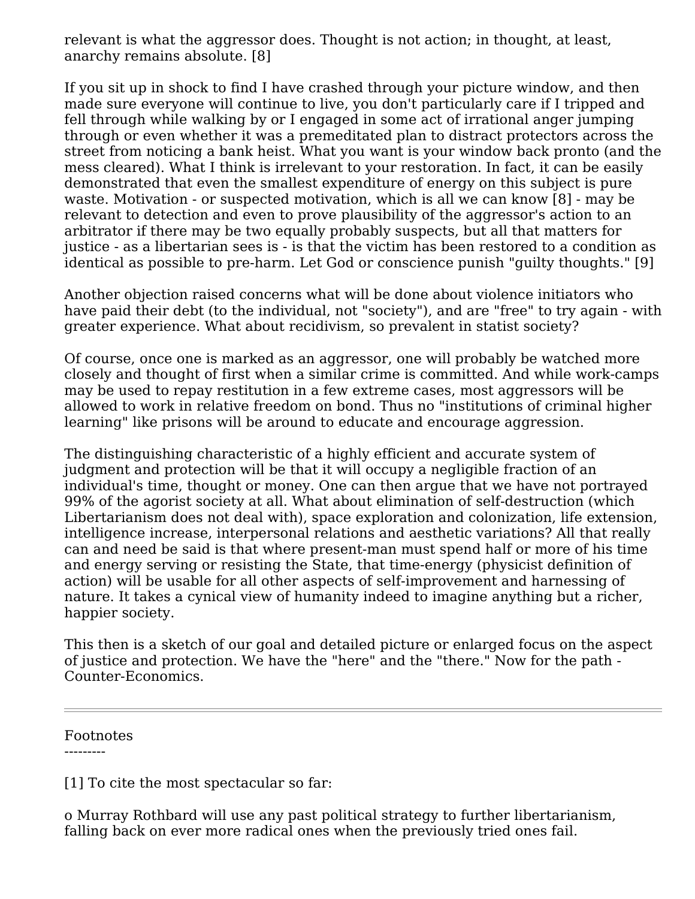relevant is what the aggressor does. Thought is not action; in thought, at least, anarchy remains absolute. [8]

If you sit up in shock to find I have crashed through your picture window, and then made sure everyone will continue to live, you don't particularly care if I tripped and fell through while walking by or I engaged in some act of irrational anger jumping through or even whether it was a premeditated plan to distract protectors across the street from noticing a bank heist. What you want is your window back pronto (and the mess cleared). What I think is irrelevant to your restoration. In fact, it can be easily demonstrated that even the smallest expenditure of energy on this subject is pure waste. Motivation - or suspected motivation, which is all we can know [8] - may be relevant to detection and even to prove plausibility of the aggressor's action to an arbitrator if there may be two equally probably suspects, but all that matters for justice - as a libertarian sees is - is that the victim has been restored to a condition as identical as possible to pre-harm. Let God or conscience punish "guilty thoughts." [9]

Another objection raised concerns what will be done about violence initiators who have paid their debt (to the individual, not "society"), and are "free" to try again - with greater experience. What about recidivism, so prevalent in statist society?

Of course, once one is marked as an aggressor, one will probably be watched more closely and thought of first when a similar crime is committed. And while work-camps may be used to repay restitution in a few extreme cases, most aggressors will be allowed to work in relative freedom on bond. Thus no "institutions of criminal higher learning" like prisons will be around to educate and encourage aggression.

The distinguishing characteristic of a highly efficient and accurate system of judgment and protection will be that it will occupy a negligible fraction of an individual's time, thought or money. One can then argue that we have not portrayed 99% of the agorist society at all. What about elimination of self-destruction (which Libertarianism does not deal with), space exploration and colonization, life extension, intelligence increase, interpersonal relations and aesthetic variations? All that really can and need be said is that where present-man must spend half or more of his time and energy serving or resisting the State, that time-energy (physicist definition of action) will be usable for all other aspects of self-improvement and harnessing of nature. It takes a cynical view of humanity indeed to imagine anything but a richer, happier society.

This then is a sketch of our goal and detailed picture or enlarged focus on the aspect of justice and protection. We have the "here" and the "there." Now for the path - Counter-Economics.

---

Footnotes
---------

[1] To cite the most spectacular so far:

o Murray Rothbard will use any past political strategy to further libertarianism, falling back on ever more radical ones when the previously tried ones fail.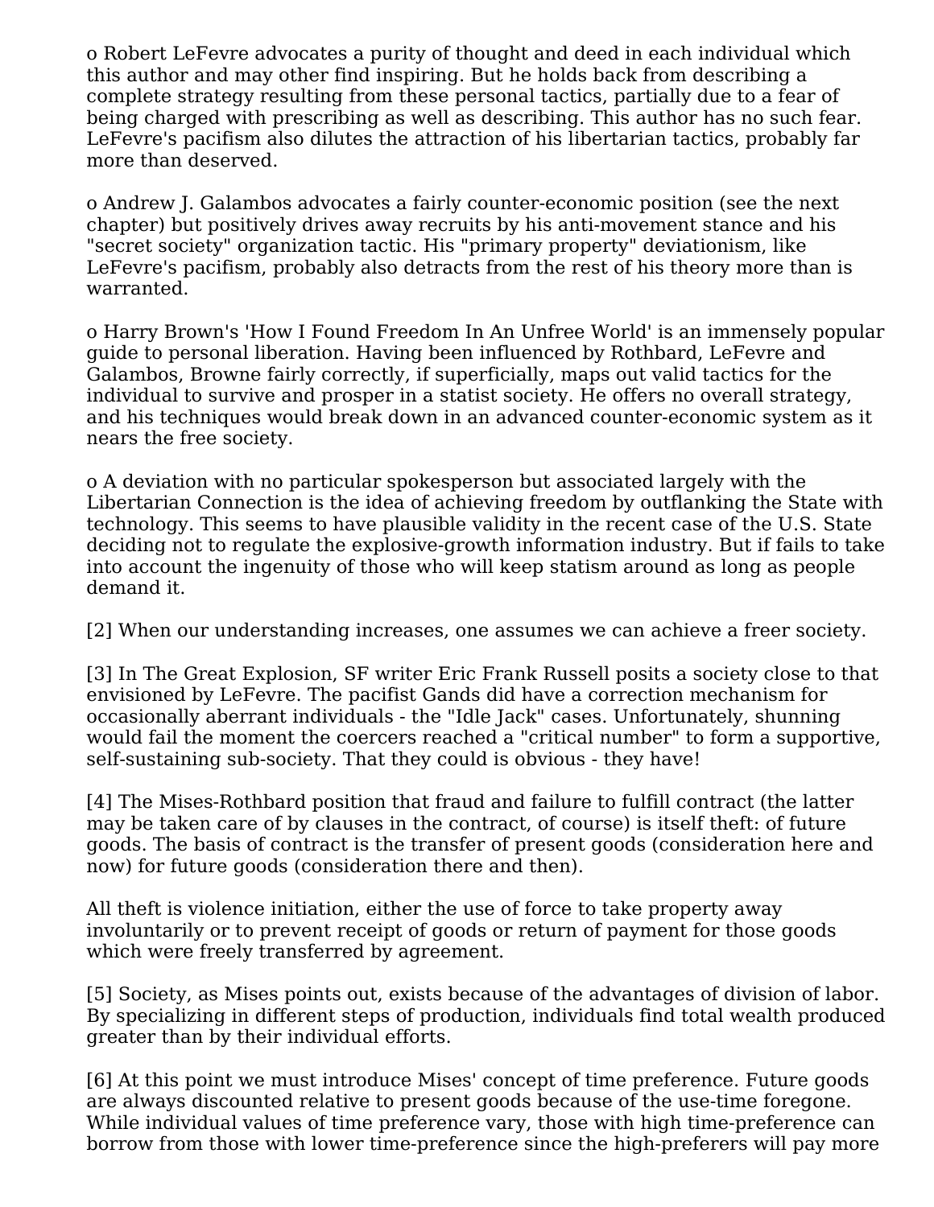o Robert LeFevre advocates a purity of thought and deed in each individual which this author and may other find inspiring. But he holds back from describing a complete strategy resulting from these personal tactics, partially due to a fear of being charged with prescribing as well as describing. This author has no such fear. LeFevre's pacifism also dilutes the attraction of his libertarian tactics, probably far more than deserved.

o Andrew J. Galambos advocates a fairly counter-economic position (see the next chapter) but positively drives away recruits by his anti-movement stance and his "secret society" organization tactic. His "primary property" deviationism, like LeFevre's pacifism, probably also detracts from the rest of his theory more than is warranted.

o Harry Brown's 'How I Found Freedom In An Unfree World' is an immensely popular guide to personal liberation. Having been influenced by Rothbard, LeFevre and Galambos, Browne fairly correctly, if superficially, maps out valid tactics for the individual to survive and prosper in a statist society. He offers no overall strategy, and his techniques would break down in an advanced counter-economic system as it nears the free society.

o A deviation with no particular spokesperson but associated largely with the Libertarian Connection is the idea of achieving freedom by outflanking the State with technology. This seems to have plausible validity in the recent case of the U.S. State deciding not to regulate the explosive-growth information industry. But if fails to take into account the ingenuity of those who will keep statism around as long as people demand it.

[2] When our understanding increases, one assumes we can achieve a freer society.

[3] In The Great Explosion, SF writer Eric Frank Russell posits a society close to that envisioned by LeFevre. The pacifist Gands did have a correction mechanism for occasionally aberrant individuals - the "Idle Jack" cases. Unfortunately, shunning would fail the moment the coercers reached a "critical number" to form a supportive, self-sustaining sub-society. That they could is obvious - they have!

[4] The Mises-Rothbard position that fraud and failure to fulfill contract (the latter may be taken care of by clauses in the contract, of course) is itself theft: of future goods. The basis of contract is the transfer of present goods (consideration here and now) for future goods (consideration there and then).

All theft is violence initiation, either the use of force to take property away involuntarily or to prevent receipt of goods or return of payment for those goods which were freely transferred by agreement.

[5] Society, as Mises points out, exists because of the advantages of division of labor. By specializing in different steps of production, individuals find total wealth produced greater than by their individual efforts.

[6] At this point we must introduce Mises' concept of time preference. Future goods are always discounted relative to present goods because of the use-time foregone. While individual values of time preference vary, those with high time-preference can borrow from those with lower time-preference since the high-preferers will pay more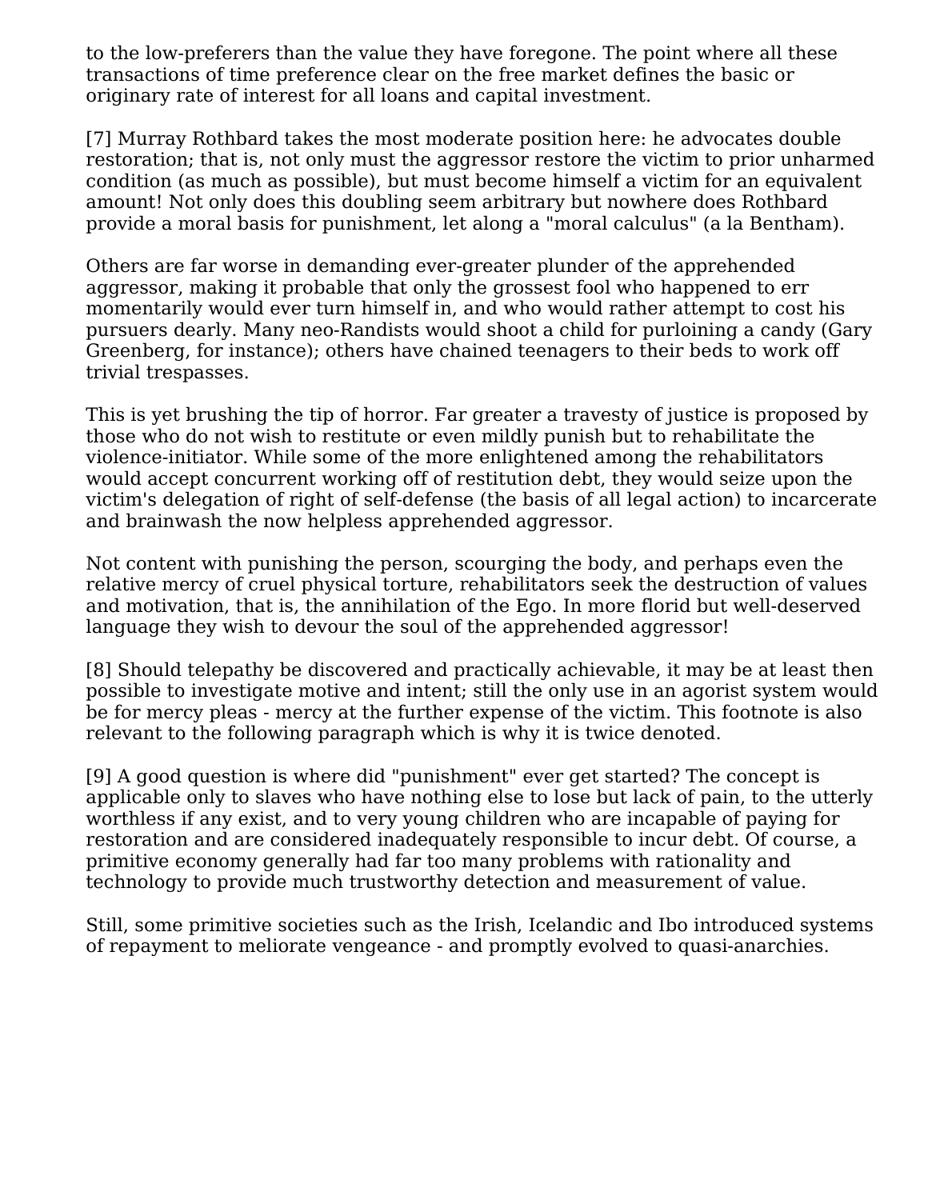to the low-preferers than the value they have foregone. The point where all these transactions of time preference clear on the free market defines the basic or originary rate of interest for all loans and capital investment.

[7] Murray Rothbard takes the most moderate position here: he advocates double restoration; that is, not only must the aggressor restore the victim to prior unharmed condition (as much as possible), but must become himself a victim for an equivalent amount! Not only does this doubling seem arbitrary but nowhere does Rothbard provide a moral basis for punishment, let along a "moral calculus" (a la Bentham).

Others are far worse in demanding ever-greater plunder of the apprehended aggressor, making it probable that only the grossest fool who happened to err momentarily would ever turn himself in, and who would rather attempt to cost his pursuers dearly. Many neo-Randists would shoot a child for purloining a candy (Gary Greenberg, for instance); others have chained teenagers to their beds to work off trivial trespasses.

This is yet brushing the tip of horror. Far greater a travesty of justice is proposed by those who do not wish to restitute or even mildly punish but to rehabilitate the violence-initiator. While some of the more enlightened among the rehabilitators would accept concurrent working off of restitution debt, they would seize upon the victim's delegation of right of self-defense (the basis of all legal action) to incarcerate and brainwash the now helpless apprehended aggressor.

Not content with punishing the person, scourging the body, and perhaps even the relative mercy of cruel physical torture, rehabilitators seek the destruction of values and motivation, that is, the annihilation of the Ego. In more florid but well-deserved language they wish to devour the soul of the apprehended aggressor!

[8] Should telepathy be discovered and practically achievable, it may be at least then possible to investigate motive and intent; still the only use in an agorist system would be for mercy pleas - mercy at the further expense of the victim. This footnote is also relevant to the following paragraph which is why it is twice denoted.

[9] A good question is where did "punishment" ever get started? The concept is applicable only to slaves who have nothing else to lose but lack of pain, to the utterly worthless if any exist, and to very young children who are incapable of paying for restoration and are considered inadequately responsible to incur debt. Of course, a primitive economy generally had far too many problems with rationality and technology to provide much trustworthy detection and measurement of value.

Still, some primitive societies such as the Irish, Icelandic and Ibo introduced systems of repayment to meliorate vengeance - and promptly evolved to quasi-anarchies.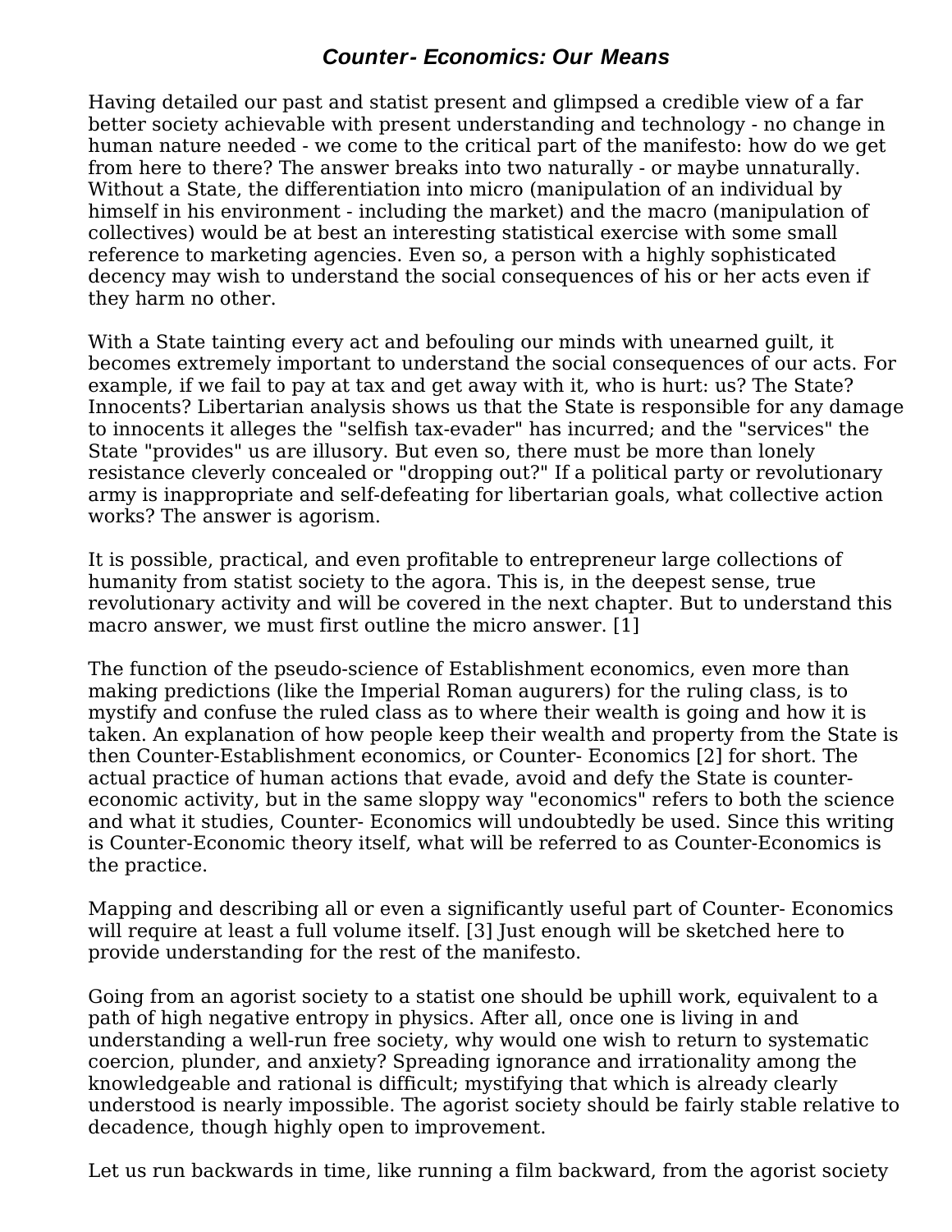## *Counter- Economics: Our Means*

Having detailed our past and statist present and glimpsed a credible view of a far better society achievable with present understanding and technology - no change in human nature needed - we come to the critical part of the manifesto: how do we get from here to there? The answer breaks into two naturally - or maybe unnaturally. Without a State, the differentiation into micro (manipulation of an individual by himself in his environment - including the market) and the macro (manipulation of collectives) would be at best an interesting statistical exercise with some small reference to marketing agencies. Even so, a person with a highly sophisticated decency may wish to understand the social consequences of his or her acts even if they harm no other.

With a State tainting every act and befouling our minds with unearned guilt, it becomes extremely important to understand the social consequences of our acts. For example, if we fail to pay at tax and get away with it, who is hurt: us? The State? Innocents? Libertarian analysis shows us that the State is responsible for any damage to innocents it alleges the "selfish tax-evader" has incurred; and the "services" the State "provides" us are illusory. But even so, there must be more than lonely resistance cleverly concealed or "dropping out?" If a political party or revolutionary army is inappropriate and self-defeating for libertarian goals, what collective action works? The answer is agorism.

It is possible, practical, and even profitable to entrepreneur large collections of humanity from statist society to the agora. This is, in the deepest sense, true revolutionary activity and will be covered in the next chapter. But to understand this macro answer, we must first outline the micro answer. [1]

The function of the pseudo-science of Establishment economics, even more than making predictions (like the Imperial Roman augurers) for the ruling class, is to mystify and confuse the ruled class as to where their wealth is going and how it is taken. An explanation of how people keep their wealth and property from the State is then Counter-Establishment economics, or Counter- Economics [2] for short. The actual practice of human actions that evade, avoid and defy the State is counter-economic activity, but in the same sloppy way "economics" refers to both the science and what it studies, Counter- Economics will undoubtedly be used. Since this writing is Counter-Economic theory itself, what will be referred to as Counter-Economics is the practice.

Mapping and describing all or even a significantly useful part of Counter- Economics will require at least a full volume itself. [3] Just enough will be sketched here to provide understanding for the rest of the manifesto.

Going from an agorist society to a statist one should be uphill work, equivalent to a path of high negative entropy in physics. After all, once one is living in and understanding a well-run free society, why would one wish to return to systematic coercion, plunder, and anxiety? Spreading ignorance and irrationality among the knowledgeable and rational is difficult; mystifying that which is already clearly understood is nearly impossible. The agorist society should be fairly stable relative to decadence, though highly open to improvement.

Let us run backwards in time, like running a film backward, from the agorist society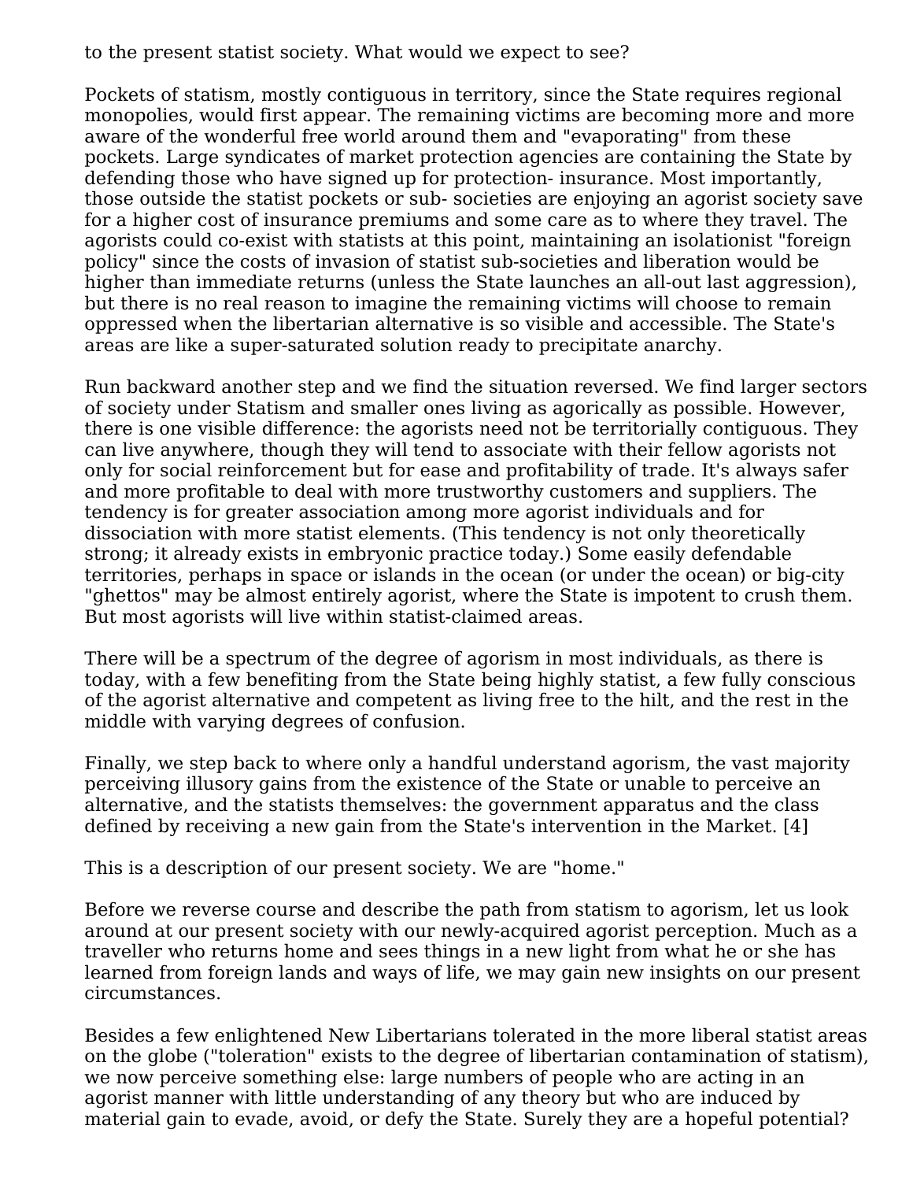to the present statist society. What would we expect to see?

Pockets of statism, mostly contiguous in territory, since the State requires regional monopolies, would first appear. The remaining victims are becoming more and more aware of the wonderful free world around them and "evaporating" from these pockets. Large syndicates of market protection agencies are containing the State by defending those who have signed up for protection- insurance. Most importantly, those outside the statist pockets or sub- societies are enjoying an agorist society save for a higher cost of insurance premiums and some care as to where they travel. The agorists could co-exist with statists at this point, maintaining an isolationist "foreign policy" since the costs of invasion of statist sub-societies and liberation would be higher than immediate returns (unless the State launches an all-out last aggression), but there is no real reason to imagine the remaining victims will choose to remain oppressed when the libertarian alternative is so visible and accessible. The State's areas are like a super-saturated solution ready to precipitate anarchy.

Run backward another step and we find the situation reversed. We find larger sectors of society under Statism and smaller ones living as agorically as possible. However, there is one visible difference: the agorists need not be territorially contiguous. They can live anywhere, though they will tend to associate with their fellow agorists not only for social reinforcement but for ease and profitability of trade. It's always safer and more profitable to deal with more trustworthy customers and suppliers. The tendency is for greater association among more agorist individuals and for dissociation with more statist elements. (This tendency is not only theoretically strong; it already exists in embryonic practice today.) Some easily defendable territories, perhaps in space or islands in the ocean (or under the ocean) or big-city "ghettos" may be almost entirely agorist, where the State is impotent to crush them. But most agorists will live within statist-claimed areas.

There will be a spectrum of the degree of agorism in most individuals, as there is today, with a few benefiting from the State being highly statist, a few fully conscious of the agorist alternative and competent as living free to the hilt, and the rest in the middle with varying degrees of confusion.

Finally, we step back to where only a handful understand agorism, the vast majority perceiving illusory gains from the existence of the State or unable to perceive an alternative, and the statists themselves: the government apparatus and the class defined by receiving a new gain from the State's intervention in the Market. [4]

This is a description of our present society. We are "home."

Before we reverse course and describe the path from statism to agorism, let us look around at our present society with our newly-acquired agorist perception. Much as a traveller who returns home and sees things in a new light from what he or she has learned from foreign lands and ways of life, we may gain new insights on our present circumstances.

Besides a few enlightened New Libertarians tolerated in the more liberal statist areas on the globe ("toleration" exists to the degree of libertarian contamination of statism), we now perceive something else: large numbers of people who are acting in an agorist manner with little understanding of any theory but who are induced by material gain to evade, avoid, or defy the State. Surely they are a hopeful potential?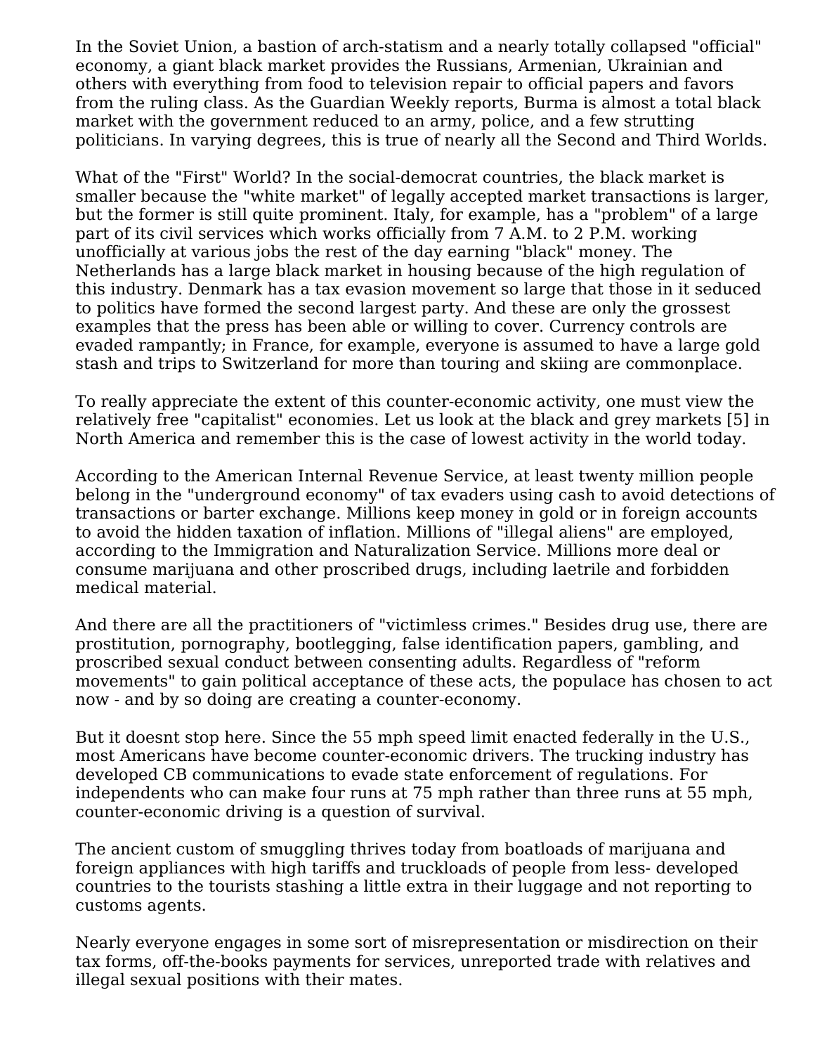In the Soviet Union, a bastion of arch-statism and a nearly totally collapsed "official" economy, a giant black market provides the Russians, Armenian, Ukrainian and others with everything from food to television repair to official papers and favors from the ruling class. As the Guardian Weekly reports, Burma is almost a total black market with the government reduced to an army, police, and a few strutting politicians. In varying degrees, this is true of nearly all the Second and Third Worlds.

What of the "First" World? In the social-democrat countries, the black market is smaller because the "white market" of legally accepted market transactions is larger, but the former is still quite prominent. Italy, for example, has a "problem" of a large part of its civil services which works officially from 7 A.M. to 2 P.M. working unofficially at various jobs the rest of the day earning "black" money. The Netherlands has a large black market in housing because of the high regulation of this industry. Denmark has a tax evasion movement so large that those in it seduced to politics have formed the second largest party. And these are only the grossest examples that the press has been able or willing to cover. Currency controls are evaded rampantly; in France, for example, everyone is assumed to have a large gold stash and trips to Switzerland for more than touring and skiing are commonplace.

To really appreciate the extent of this counter-economic activity, one must view the relatively free "capitalist" economies. Let us look at the black and grey markets [5] in North America and remember this is the case of lowest activity in the world today.

According to the American Internal Revenue Service, at least twenty million people belong in the "underground economy" of tax evaders using cash to avoid detections of transactions or barter exchange. Millions keep money in gold or in foreign accounts to avoid the hidden taxation of inflation. Millions of "illegal aliens" are employed, according to the Immigration and Naturalization Service. Millions more deal or consume marijuana and other proscribed drugs, including laetrile and forbidden medical material.

And there are all the practitioners of "victimless crimes." Besides drug use, there are prostitution, pornography, bootlegging, false identification papers, gambling, and proscribed sexual conduct between consenting adults. Regardless of "reform movements" to gain political acceptance of these acts, the populace has chosen to act now - and by so doing are creating a counter-economy.

But it doesnt stop here. Since the 55 mph speed limit enacted federally in the U.S., most Americans have become counter-economic drivers. The trucking industry has developed CB communications to evade state enforcement of regulations. For independents who can make four runs at 75 mph rather than three runs at 55 mph, counter-economic driving is a question of survival.

The ancient custom of smuggling thrives today from boatloads of marijuana and foreign appliances with high tariffs and truckloads of people from less- developed countries to the tourists stashing a little extra in their luggage and not reporting to customs agents.

Nearly everyone engages in some sort of misrepresentation or misdirection on their tax forms, off-the-books payments for services, unreported trade with relatives and illegal sexual positions with their mates.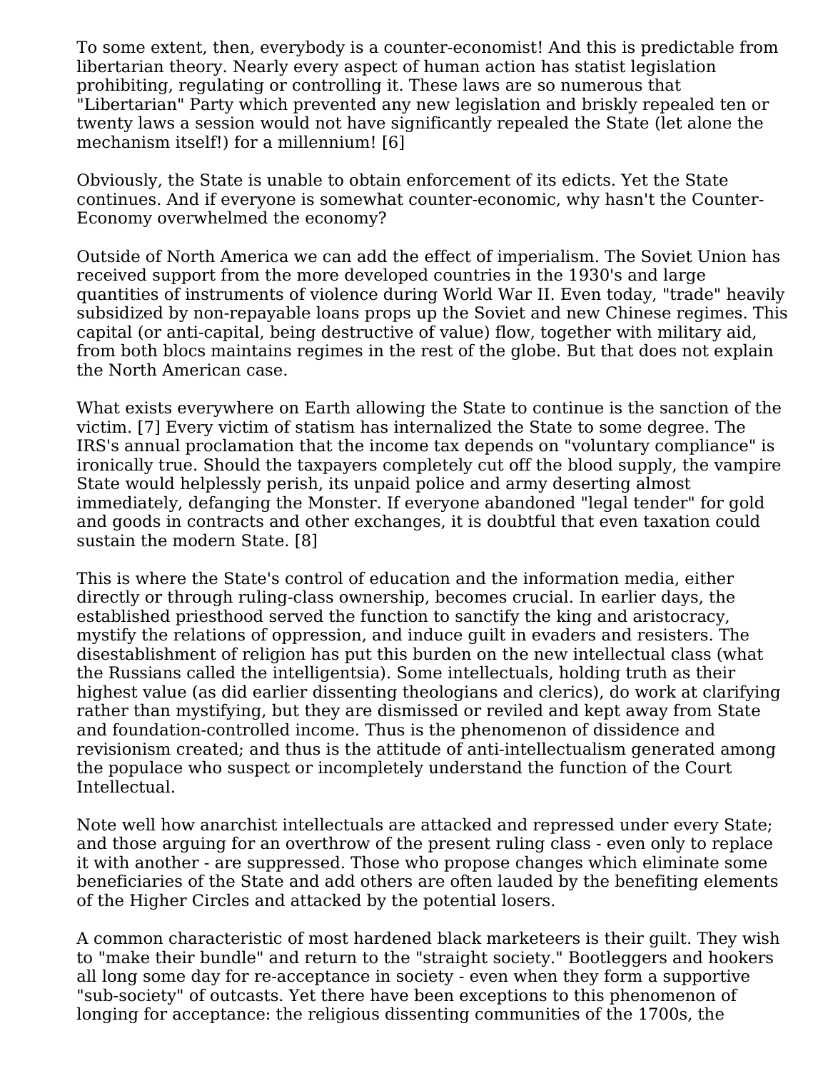To some extent, then, everybody is a counter-economist! And this is predictable from libertarian theory. Nearly every aspect of human action has statist legislation prohibiting, regulating or controlling it. These laws are so numerous that "Libertarian" Party which prevented any new legislation and briskly repealed ten or twenty laws a session would not have significantly repealed the State (let alone the mechanism itself!) for a millennium! [6]

Obviously, the State is unable to obtain enforcement of its edicts. Yet the State continues. And if everyone is somewhat counter-economic, why hasn't the Counter-Economy overwhelmed the economy?

Outside of North America we can add the effect of imperialism. The Soviet Union has received support from the more developed countries in the 1930's and large quantities of instruments of violence during World War II. Even today, "trade" heavily subsidized by non-repayable loans props up the Soviet and new Chinese regimes. This capital (or anti-capital, being destructive of value) flow, together with military aid, from both blocs maintains regimes in the rest of the globe. But that does not explain the North American case.

What exists everywhere on Earth allowing the State to continue is the sanction of the victim. [7] Every victim of statism has internalized the State to some degree. The IRS's annual proclamation that the income tax depends on "voluntary compliance" is ironically true. Should the taxpayers completely cut off the blood supply, the vampire State would helplessly perish, its unpaid police and army deserting almost immediately, defanging the Monster. If everyone abandoned "legal tender" for gold and goods in contracts and other exchanges, it is doubtful that even taxation could sustain the modern State. [8]

This is where the State's control of education and the information media, either directly or through ruling-class ownership, becomes crucial. In earlier days, the established priesthood served the function to sanctify the king and aristocracy, mystify the relations of oppression, and induce guilt in evaders and resisters. The disestablishment of religion has put this burden on the new intellectual class (what the Russians called the intelligentsia). Some intellectuals, holding truth as their highest value (as did earlier dissenting theologians and clerics), do work at clarifying rather than mystifying, but they are dismissed or reviled and kept away from State and foundation-controlled income. Thus is the phenomenon of dissidence and revisionism created; and thus is the attitude of anti-intellectualism generated among the populace who suspect or incompletely understand the function of the Court Intellectual.

Note well how anarchist intellectuals are attacked and repressed under every State; and those arguing for an overthrow of the present ruling class - even only to replace it with another - are suppressed. Those who propose changes which eliminate some beneficiaries of the State and add others are often lauded by the benefiting elements of the Higher Circles and attacked by the potential losers.

A common characteristic of most hardened black marketeers is their guilt. They wish to "make their bundle" and return to the "straight society." Bootleggers and hookers all long some day for re-acceptance in society - even when they form a supportive "sub-society" of outcasts. Yet there have been exceptions to this phenomenon of longing for acceptance: the religious dissenting communities of the 1700s, the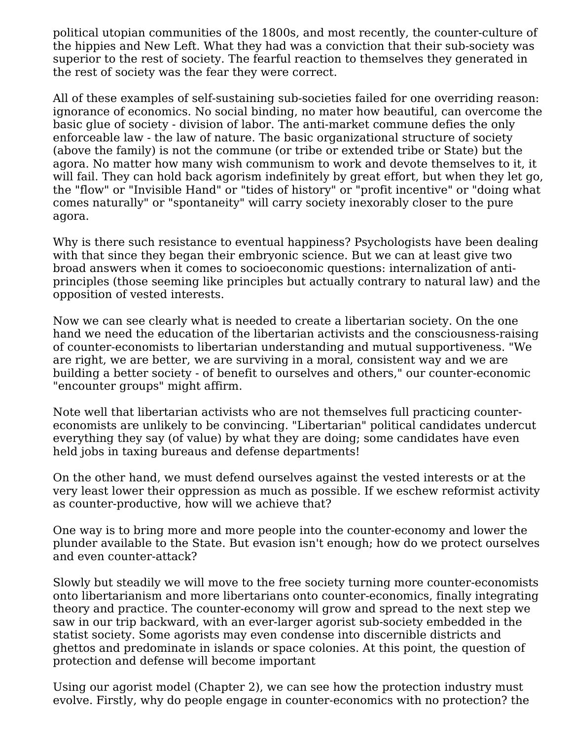political utopian communities of the 1800s, and most recently, the counter-culture of the hippies and New Left. What they had was a conviction that their sub-society was superior to the rest of society. The fearful reaction to themselves they generated in the rest of society was the fear they were correct.

All of these examples of self-sustaining sub-societies failed for one overriding reason: ignorance of economics. No social binding, no mater how beautiful, can overcome the basic glue of society - division of labor. The anti-market commune defies the only enforceable law - the law of nature. The basic organizational structure of society (above the family) is not the commune (or tribe or extended tribe or State) but the agora. No matter how many wish communism to work and devote themselves to it, it will fail. They can hold back agorism indefinitely by great effort, but when they let go, the "flow" or "Invisible Hand" or "tides of history" or "profit incentive" or "doing what comes naturally" or "spontaneity" will carry society inexorably closer to the pure agora.

Why is there such resistance to eventual happiness? Psychologists have been dealing with that since they began their embryonic science. But we can at least give two broad answers when it comes to socioeconomic questions: internalization of anti-principles (those seeming like principles but actually contrary to natural law) and the opposition of vested interests.

Now we can see clearly what is needed to create a libertarian society. On the one hand we need the education of the libertarian activists and the consciousness-raising of counter-economists to libertarian understanding and mutual supportiveness. "We are right, we are better, we are surviving in a moral, consistent way and we are building a better society - of benefit to ourselves and others," our counter-economic "encounter groups" might affirm.

Note well that libertarian activists who are not themselves full practicing counter-economists are unlikely to be convincing. "Libertarian" political candidates undercut everything they say (of value) by what they are doing; some candidates have even held jobs in taxing bureaus and defense departments!

On the other hand, we must defend ourselves against the vested interests or at the very least lower their oppression as much as possible. If we eschew reformist activity as counter-productive, how will we achieve that?

One way is to bring more and more people into the counter-economy and lower the plunder available to the State. But evasion isn't enough; how do we protect ourselves and even counter-attack?

Slowly but steadily we will move to the free society turning more counter-economists onto libertarianism and more libertarians onto counter-economics, finally integrating theory and practice. The counter-economy will grow and spread to the next step we saw in our trip backward, with an ever-larger agorist sub-society embedded in the statist society. Some agorists may even condense into discernible districts and ghettos and predominate in islands or space colonies. At this point, the question of protection and defense will become important

Using our agorist model (Chapter 2), we can see how the protection industry must evolve. Firstly, why do people engage in counter-economics with no protection? the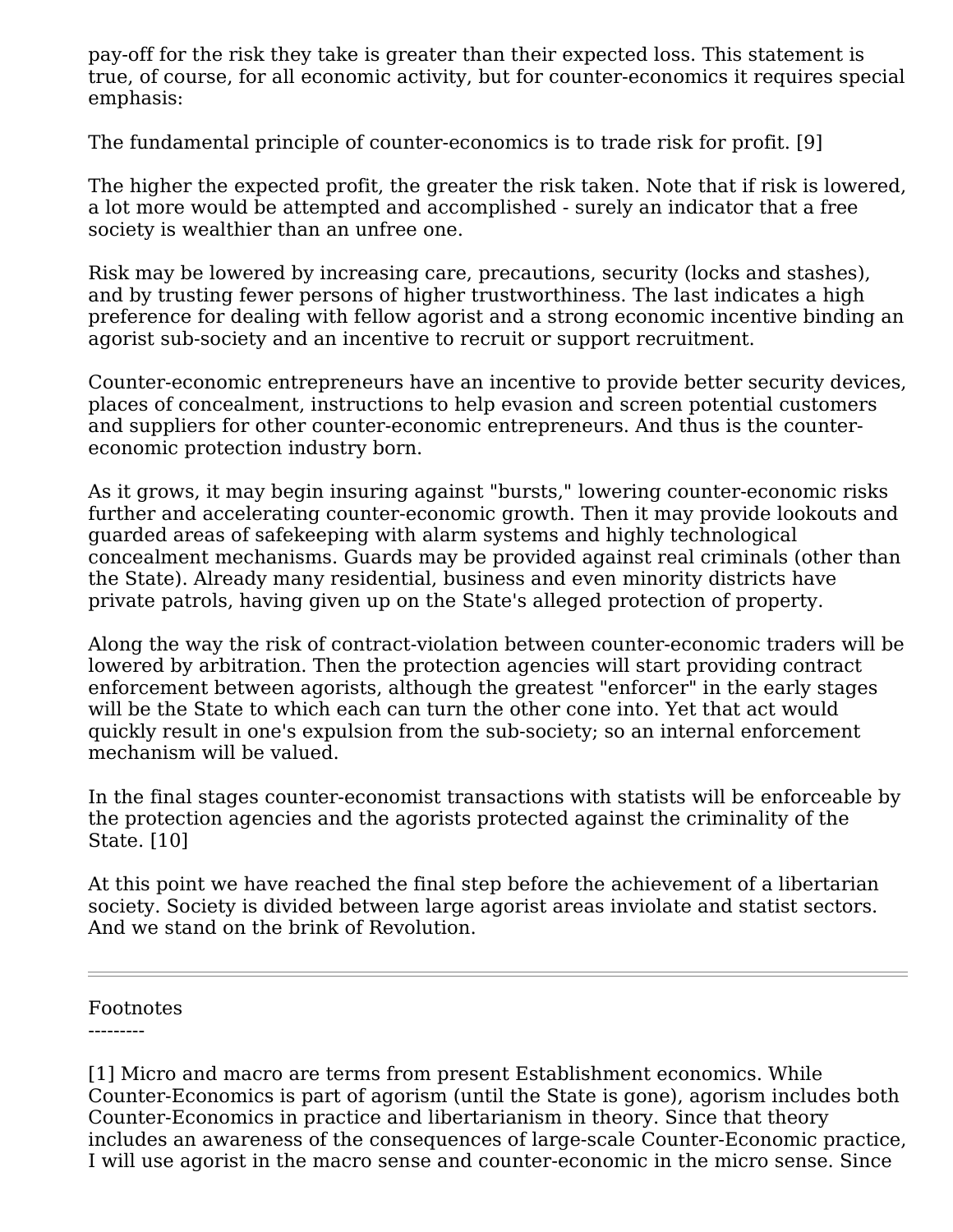pay-off for the risk they take is greater than their expected loss. This statement is true, of course, for all economic activity, but for counter-economics it requires special emphasis:

The fundamental principle of counter-economics is to trade risk for profit. [9]

The higher the expected profit, the greater the risk taken. Note that if risk is lowered, a lot more would be attempted and accomplished - surely an indicator that a free society is wealthier than an unfree one.

Risk may be lowered by increasing care, precautions, security (locks and stashes), and by trusting fewer persons of higher trustworthiness. The last indicates a high preference for dealing with fellow agorist and a strong economic incentive binding an agorist sub-society and an incentive to recruit or support recruitment.

Counter-economic entrepreneurs have an incentive to provide better security devices, places of concealment, instructions to help evasion and screen potential customers and suppliers for other counter-economic entrepreneurs. And thus is the counter-economic protection industry born.

As it grows, it may begin insuring against "bursts," lowering counter-economic risks further and accelerating counter-economic growth. Then it may provide lookouts and guarded areas of safekeeping with alarm systems and highly technological concealment mechanisms. Guards may be provided against real criminals (other than the State). Already many residential, business and even minority districts have private patrols, having given up on the State's alleged protection of property.

Along the way the risk of contract-violation between counter-economic traders will be lowered by arbitration. Then the protection agencies will start providing contract enforcement between agorists, although the greatest "enforcer" in the early stages will be the State to which each can turn the other cone into. Yet that act would quickly result in one's expulsion from the sub-society; so an internal enforcement mechanism will be valued.

In the final stages counter-economist transactions with statists will be enforceable by the protection agencies and the agorists protected against the criminality of the State. [10]

At this point we have reached the final step before the achievement of a libertarian society. Society is divided between large agorist areas inviolate and statist sectors. And we stand on the brink of Revolution.

---

Footnotes
---------

[1] Micro and macro are terms from present Establishment economics. While Counter-Economics is part of agorism (until the State is gone), agorism includes both Counter-Economics in practice and libertarianism in theory. Since that theory includes an awareness of the consequences of large-scale Counter-Economic practice, I will use agorist in the macro sense and counter-economic in the micro sense. Since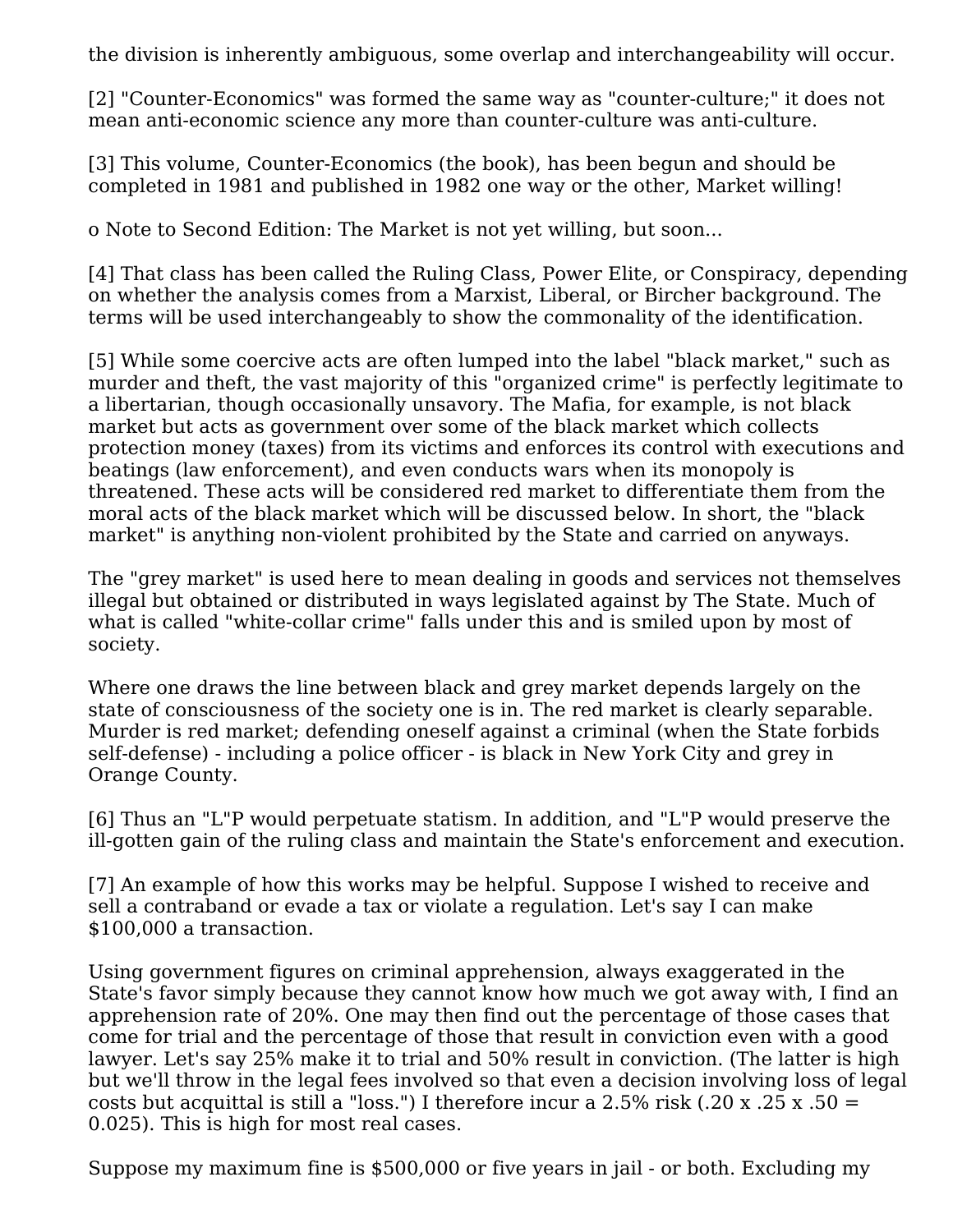the division is inherently ambiguous, some overlap and interchangeability will occur.

[2] "Counter-Economics" was formed the same way as "counter-culture;" it does not mean anti-economic science any more than counter-culture was anti-culture.

[3] This volume, Counter-Economics (the book), has been begun and should be completed in 1981 and published in 1982 one way or the other, Market willing!

o Note to Second Edition: The Market is not yet willing, but soon...

[4] That class has been called the Ruling Class, Power Elite, or Conspiracy, depending on whether the analysis comes from a Marxist, Liberal, or Bircher background. The terms will be used interchangeably to show the commonality of the identification.

[5] While some coercive acts are often lumped into the label "black market," such as murder and theft, the vast majority of this "organized crime" is perfectly legitimate to a libertarian, though occasionally unsavory. The Mafia, for example, is not black market but acts as government over some of the black market which collects protection money (taxes) from its victims and enforces its control with executions and beatings (law enforcement), and even conducts wars when its monopoly is threatened. These acts will be considered red market to differentiate them from the moral acts of the black market which will be discussed below. In short, the "black market" is anything non-violent prohibited by the State and carried on anyways.

The "grey market" is used here to mean dealing in goods and services not themselves illegal but obtained or distributed in ways legislated against by The State. Much of what is called "white-collar crime" falls under this and is smiled upon by most of society.

Where one draws the line between black and grey market depends largely on the state of consciousness of the society one is in. The red market is clearly separable. Murder is red market; defending oneself against a criminal (when the State forbids self-defense) - including a police officer - is black in New York City and grey in Orange County.

[6] Thus an "L"P would perpetuate statism. In addition, and "L"P would preserve the ill-gotten gain of the ruling class and maintain the State's enforcement and execution.

[7] An example of how this works may be helpful. Suppose I wished to receive and sell a contraband or evade a tax or violate a regulation. Let's say I can make $100,000 a transaction.

Using government figures on criminal apprehension, always exaggerated in the State's favor simply because they cannot know how much we got away with, I find an apprehension rate of 20%. One may then find out the percentage of those cases that come for trial and the percentage of those that result in conviction even with a good lawyer. Let's say 25% make it to trial and 50% result in conviction. (The latter is high but we'll throw in the legal fees involved so that even a decision involving loss of legal costs but acquittal is still a "loss.") I therefore incur a 2.5% risk (.20 x .25 x .50 = 0.025). This is high for most real cases.

Suppose my maximum fine is $500,000 or five years in jail - or both. Excluding my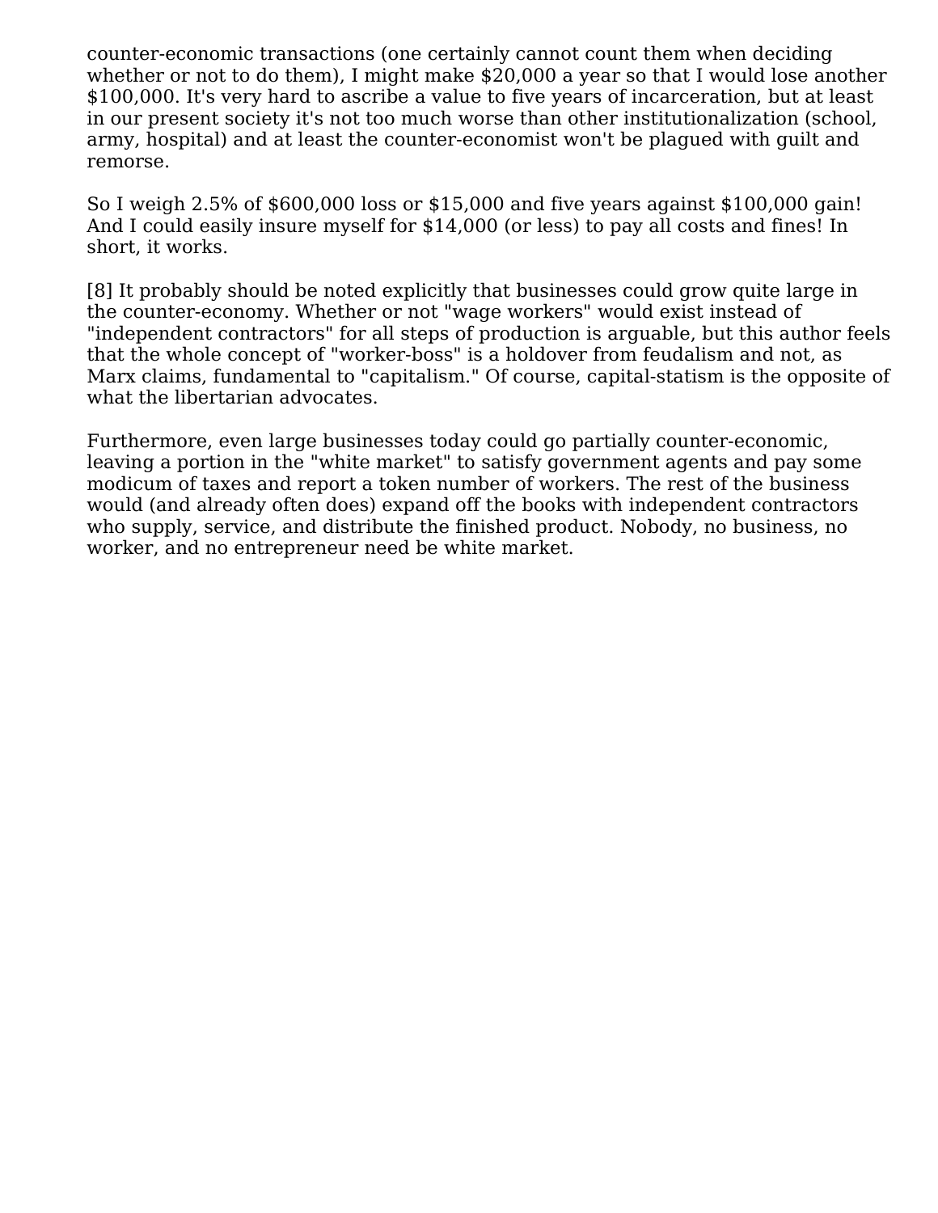counter-economic transactions (one certainly cannot count them when deciding whether or not to do them), I might make $20,000 a year so that I would lose another $100,000. It's very hard to ascribe a value to five years of incarceration, but at least in our present society it's not too much worse than other institutionalization (school, army, hospital) and at least the counter-economist won't be plagued with guilt and remorse.

So I weigh 2.5% of $600,000 loss or $15,000 and five years against $100,000 gain! And I could easily insure myself for $14,000 (or less) to pay all costs and fines! In short, it works.

[8] It probably should be noted explicitly that businesses could grow quite large in the counter-economy. Whether or not "wage workers" would exist instead of "independent contractors" for all steps of production is arguable, but this author feels that the whole concept of "worker-boss" is a holdover from feudalism and not, as Marx claims, fundamental to "capitalism." Of course, capital-statism is the opposite of what the libertarian advocates.

Furthermore, even large businesses today could go partially counter-economic, leaving a portion in the "white market" to satisfy government agents and pay some modicum of taxes and report a token number of workers. The rest of the business would (and already often does) expand off the books with independent contractors who supply, service, and distribute the finished product. Nobody, no business, no worker, and no entrepreneur need be white market.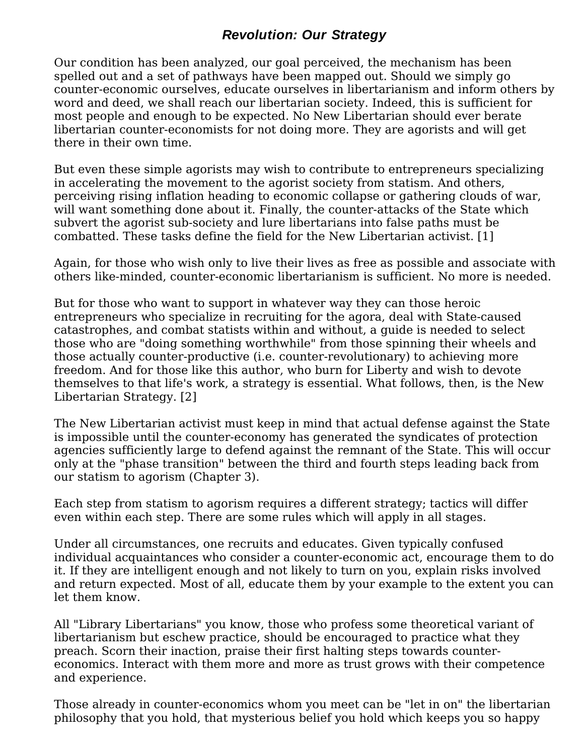# Revolution: Our Strategy

Our condition has been analyzed, our goal perceived, the mechanism has been spelled out and a set of pathways have been mapped out. Should we simply go counter-economic ourselves, educate ourselves in libertarianism and inform others by word and deed, we shall reach our libertarian society. Indeed, this is sufficient for most people and enough to be expected. No New Libertarian should ever berate libertarian counter-economists for not doing more. They are agorists and will get there in their own time.

But even these simple agorists may wish to contribute to entrepreneurs specializing in accelerating the movement to the agorist society from statism. And others, perceiving rising inflation heading to economic collapse or gathering clouds of war, will want something done about it. Finally, the counter-attacks of the State which subvert the agorist sub-society and lure libertarians into false paths must be combatted. These tasks define the field for the New Libertarian activist. [1]

Again, for those who wish only to live their lives as free as possible and associate with others like-minded, counter-economic libertarianism is sufficient. No more is needed.

But for those who want to support in whatever way they can those heroic entrepreneurs who specialize in recruiting for the agora, deal with State-caused catastrophes, and combat statists within and without, a guide is needed to select those who are "doing something worthwhile" from those spinning their wheels and those actually counter-productive (i.e. counter-revolutionary) to achieving more freedom. And for those like this author, who burn for Liberty and wish to devote themselves to that life's work, a strategy is essential. What follows, then, is the New Libertarian Strategy. [2]

The New Libertarian activist must keep in mind that actual defense against the State is impossible until the counter-economy has generated the syndicates of protection agencies sufficiently large to defend against the remnant of the State. This will occur only at the "phase transition" between the third and fourth steps leading back from our statism to agorism (Chapter 3).

Each step from statism to agorism requires a different strategy; tactics will differ even within each step. There are some rules which will apply in all stages.

Under all circumstances, one recruits and educates. Given typically confused individual acquaintances who consider a counter-economic act, encourage them to do it. If they are intelligent enough and not likely to turn on you, explain risks involved and return expected. Most of all, educate them by your example to the extent you can let them know.

All "Library Libertarians" you know, those who profess some theoretical variant of libertarianism but eschew practice, should be encouraged to practice what they preach. Scorn their inaction, praise their first halting steps towards counter-economics. Interact with them more and more as trust grows with their competence and experience.

Those already in counter-economics whom you meet can be "let in on" the libertarian philosophy that you hold, that mysterious belief you hold which keeps you so happy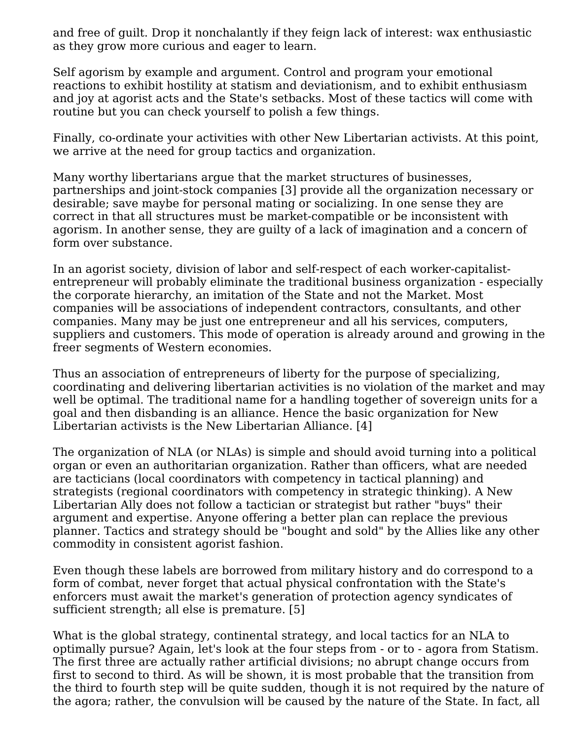and free of guilt. Drop it nonchalantly if they feign lack of interest: wax enthusiastic as they grow more curious and eager to learn.

Self agorism by example and argument. Control and program your emotional reactions to exhibit hostility at statism and deviationism, and to exhibit enthusiasm and joy at agorist acts and the State's setbacks. Most of these tactics will come with routine but you can check yourself to polish a few things.

Finally, co-ordinate your activities with other New Libertarian activists. At this point, we arrive at the need for group tactics and organization.

Many worthy libertarians argue that the market structures of businesses, partnerships and joint-stock companies [3] provide all the organization necessary or desirable; save maybe for personal mating or socializing. In one sense they are correct in that all structures must be market-compatible or be inconsistent with agorism. In another sense, they are guilty of a lack of imagination and a concern of form over substance.

In an agorist society, division of labor and self-respect of each worker-capitalist-entrepreneur will probably eliminate the traditional business organization - especially the corporate hierarchy, an imitation of the State and not the Market. Most companies will be associations of independent contractors, consultants, and other companies. Many may be just one entrepreneur and all his services, computers, suppliers and customers. This mode of operation is already around and growing in the freer segments of Western economies.

Thus an association of entrepreneurs of liberty for the purpose of specializing, coordinating and delivering libertarian activities is no violation of the market and may well be optimal. The traditional name for a handling together of sovereign units for a goal and then disbanding is an alliance. Hence the basic organization for New Libertarian activists is the New Libertarian Alliance. [4]

The organization of NLA (or NLAs) is simple and should avoid turning into a political organ or even an authoritarian organization. Rather than officers, what are needed are tacticians (local coordinators with competency in tactical planning) and strategists (regional coordinators with competency in strategic thinking). A New Libertarian Ally does not follow a tactician or strategist but rather "buys" their argument and expertise. Anyone offering a better plan can replace the previous planner. Tactics and strategy should be "bought and sold" by the Allies like any other commodity in consistent agorist fashion.

Even though these labels are borrowed from military history and do correspond to a form of combat, never forget that actual physical confrontation with the State's enforcers must await the market's generation of protection agency syndicates of sufficient strength; all else is premature. [5]

What is the global strategy, continental strategy, and local tactics for an NLA to optimally pursue? Again, let's look at the four steps from - or to - agora from Statism. The first three are actually rather artificial divisions; no abrupt change occurs from first to second to third. As will be shown, it is most probable that the transition from the third to fourth step will be quite sudden, though it is not required by the nature of the agora; rather, the convulsion will be caused by the nature of the State. In fact, all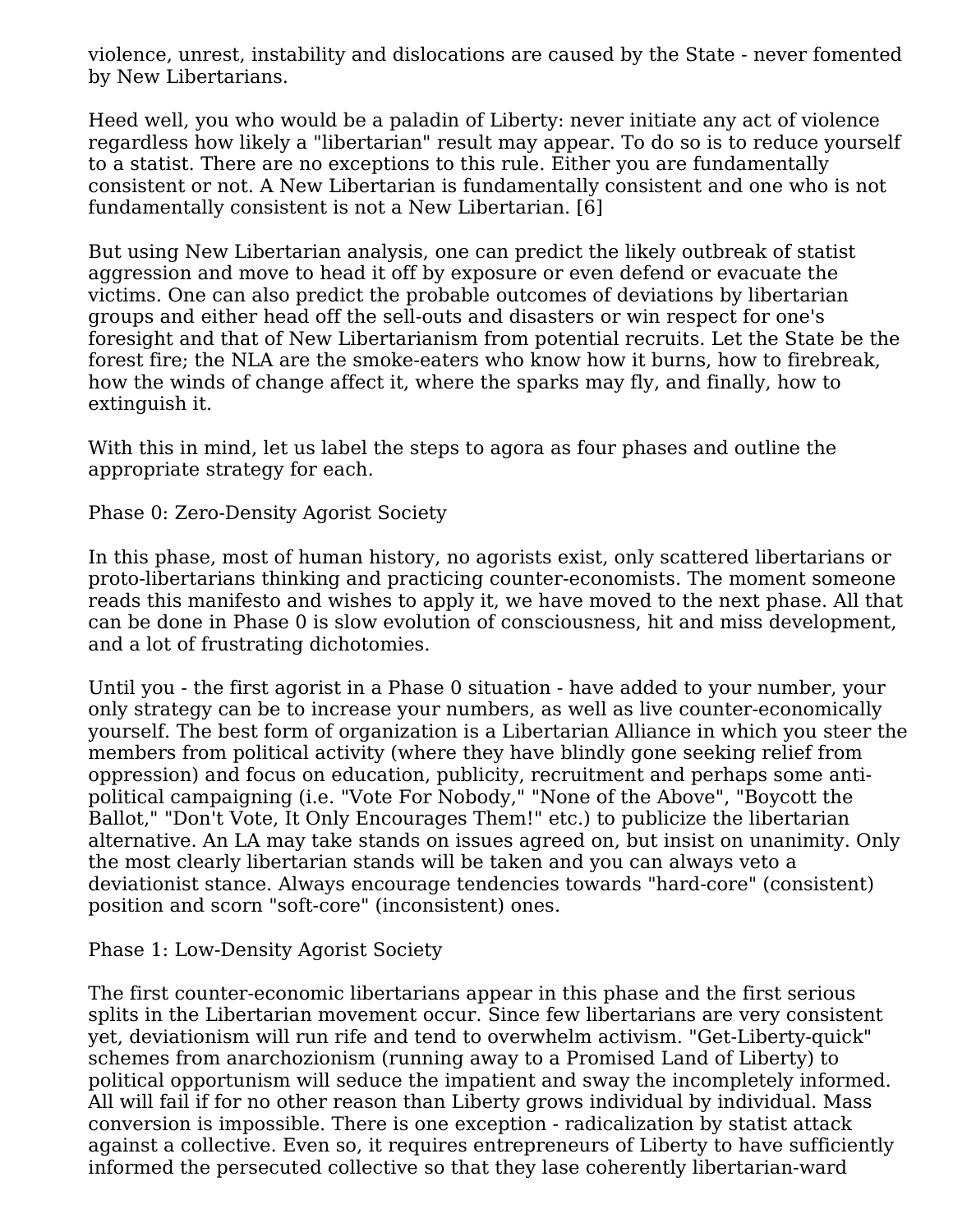violence, unrest, instability and dislocations are caused by the State - never fomented by New Libertarians.

Heed well, you who would be a paladin of Liberty: never initiate any act of violence regardless how likely a "libertarian" result may appear. To do so is to reduce yourself to a statist. There are no exceptions to this rule. Either you are fundamentally consistent or not. A New Libertarian is fundamentally consistent and one who is not fundamentally consistent is not a New Libertarian. [6]

But using New Libertarian analysis, one can predict the likely outbreak of statist aggression and move to head it off by exposure or even defend or evacuate the victims. One can also predict the probable outcomes of deviations by libertarian groups and either head off the sell-outs and disasters or win respect for one's foresight and that of New Libertarianism from potential recruits. Let the State be the forest fire; the NLA are the smoke-eaters who know how it burns, how to firebreak, how the winds of change affect it, where the sparks may fly, and finally, how to extinguish it.

With this in mind, let us label the steps to agora as four phases and outline the appropriate strategy for each.

## Phase 0: Zero-Density Agorist Society

In this phase, most of human history, no agorists exist, only scattered libertarians or proto-libertarians thinking and practicing counter-economists. The moment someone reads this manifesto and wishes to apply it, we have moved to the next phase. All that can be done in Phase 0 is slow evolution of consciousness, hit and miss development, and a lot of frustrating dichotomies.

Until you - the first agorist in a Phase 0 situation - have added to your number, your only strategy can be to increase your numbers, as well as live counter-economically yourself. The best form of organization is a Libertarian Alliance in which you steer the members from political activity (where they have blindly gone seeking relief from oppression) and focus on education, publicity, recruitment and perhaps some anti-political campaigning (i.e. "Vote For Nobody," "None of the Above", "Boycott the Ballot," "Don't Vote, It Only Encourages Them!" etc.) to publicize the libertarian alternative. An LA may take stands on issues agreed on, but insist on unanimity. Only the most clearly libertarian stands will be taken and you can always veto a deviationist stance. Always encourage tendencies towards "hard-core" (consistent) position and scorn "soft-core" (inconsistent) ones.

## Phase 1: Low-Density Agorist Society

The first counter-economic libertarians appear in this phase and the first serious splits in the Libertarian movement occur. Since few libertarians are very consistent yet, deviationism will run rife and tend to overwhelm activism. "Get-Liberty-quick" schemes from anarchozionism (running away to a Promised Land of Liberty) to political opportunism will seduce the impatient and sway the incompletely informed. All will fail if for no other reason than Liberty grows individual by individual. Mass conversion is impossible. There is one exception - radicalization by statist attack against a collective. Even so, it requires entrepreneurs of Liberty to have sufficiently informed the persecuted collective so that they lase coherently libertarian-ward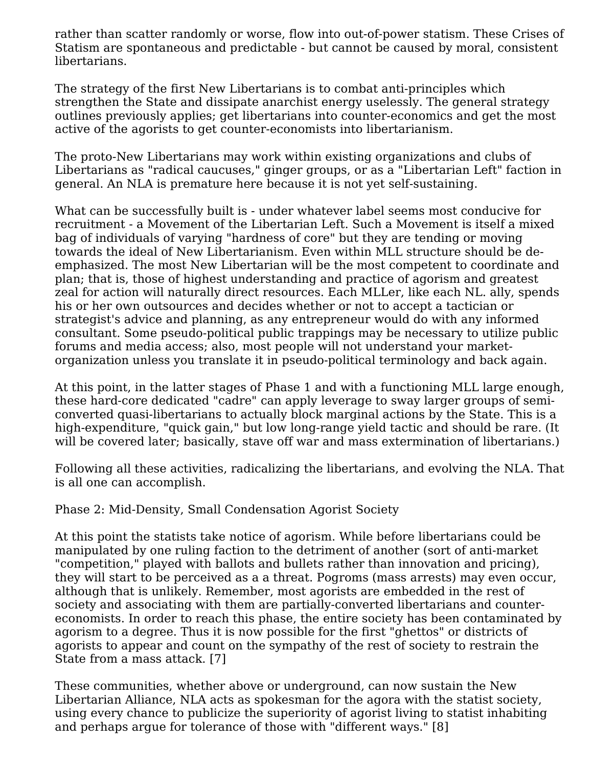rather than scatter randomly or worse, flow into out-of-power statism. These Crises of Statism are spontaneous and predictable - but cannot be caused by moral, consistent libertarians.

The strategy of the first New Libertarians is to combat anti-principles which strengthen the State and dissipate anarchist energy uselessly. The general strategy outlines previously applies; get libertarians into counter-economics and get the most active of the agorists to get counter-economists into libertarianism.

The proto-New Libertarians may work within existing organizations and clubs of Libertarians as "radical caucuses," ginger groups, or as a "Libertarian Left" faction in general. An NLA is premature here because it is not yet self-sustaining.

What can be successfully built is - under whatever label seems most conducive for recruitment - a Movement of the Libertarian Left. Such a Movement is itself a mixed bag of individuals of varying "hardness of core" but they are tending or moving towards the ideal of New Libertarianism. Even within MLL structure should be de-emphasized. The most New Libertarian will be the most competent to coordinate and plan; that is, those of highest understanding and practice of agorism and greatest zeal for action will naturally direct resources. Each MLLer, like each NL. ally, spends his or her own outsources and decides whether or not to accept a tactician or strategist's advice and planning, as any entrepreneur would do with any informed consultant. Some pseudo-political public trappings may be necessary to utilize public forums and media access; also, most people will not understand your market-organization unless you translate it in pseudo-political terminology and back again.

At this point, in the latter stages of Phase 1 and with a functioning MLL large enough, these hard-core dedicated "cadre" can apply leverage to sway larger groups of semi-converted quasi-libertarians to actually block marginal actions by the State. This is a high-expenditure, "quick gain," but low long-range yield tactic and should be rare. (It will be covered later; basically, stave off war and mass extermination of libertarians.)

Following all these activities, radicalizing the libertarians, and evolving the NLA. That is all one can accomplish.

Phase 2: Mid-Density, Small Condensation Agorist Society

At this point the statists take notice of agorism. While before libertarians could be manipulated by one ruling faction to the detriment of another (sort of anti-market "competition," played with ballots and bullets rather than innovation and pricing), they will start to be perceived as a a threat. Pogroms (mass arrests) may even occur, although that is unlikely. Remember, most agorists are embedded in the rest of society and associating with them are partially-converted libertarians and counter-economists. In order to reach this phase, the entire society has been contaminated by agorism to a degree. Thus it is now possible for the first "ghettos" or districts of agorists to appear and count on the sympathy of the rest of society to restrain the State from a mass attack. [7]

These communities, whether above or underground, can now sustain the New Libertarian Alliance, NLA acts as spokesman for the agora with the statist society, using every chance to publicize the superiority of agorist living to statist inhabiting and perhaps argue for tolerance of those with "different ways." [8]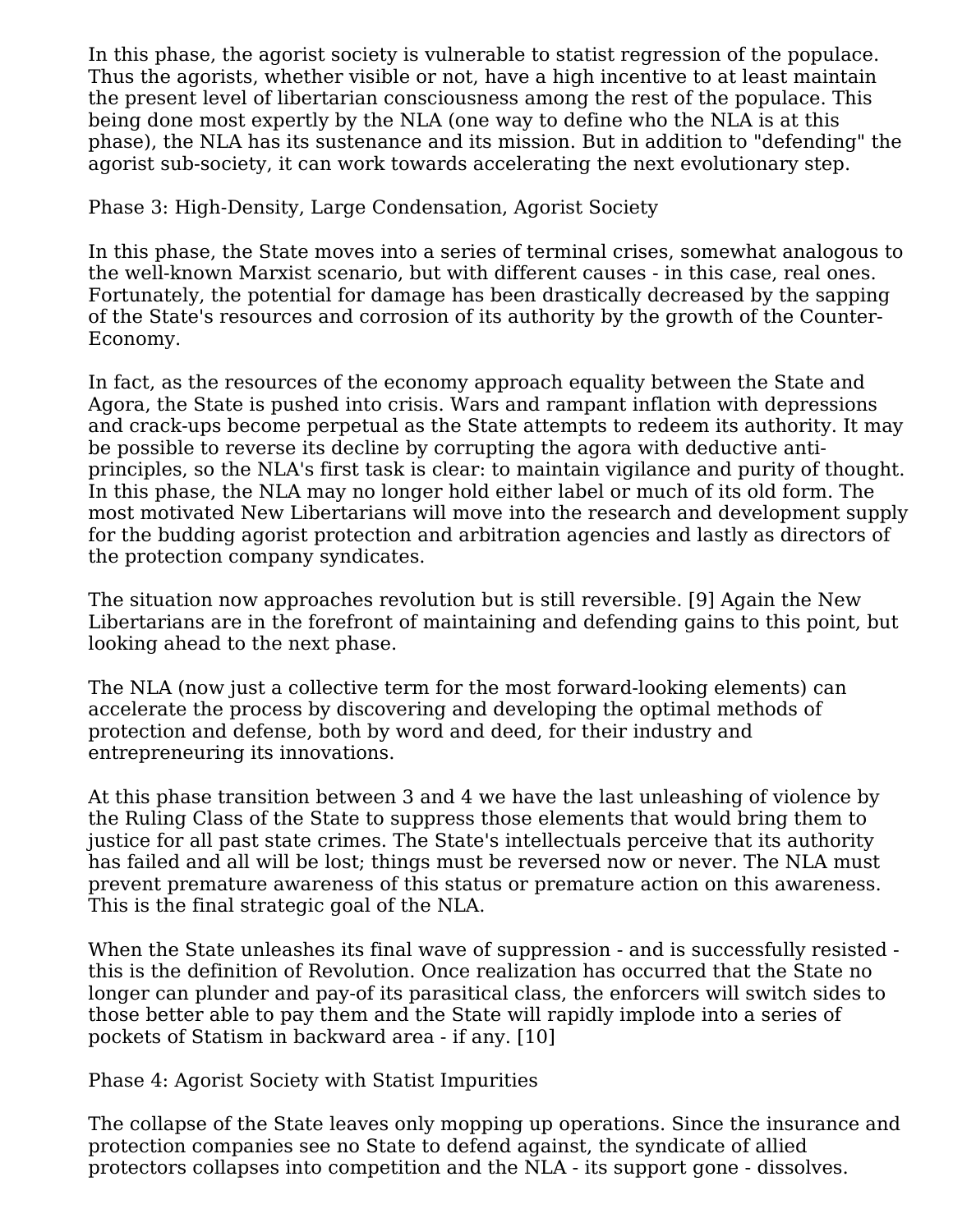In this phase, the agorist society is vulnerable to statist regression of the populace. Thus the agorists, whether visible or not, have a high incentive to at least maintain the present level of libertarian consciousness among the rest of the populace. This being done most expertly by the NLA (one way to define who the NLA is at this phase), the NLA has its sustenance and its mission. But in addition to "defending" the agorist sub-society, it can work towards accelerating the next evolutionary step.

### Phase 3: High-Density, Large Condensation, Agorist Society

In this phase, the State moves into a series of terminal crises, somewhat analogous to the well-known Marxist scenario, but with different causes - in this case, real ones. Fortunately, the potential for damage has been drastically decreased by the sapping of the State's resources and corrosion of its authority by the growth of the Counter-Economy.

In fact, as the resources of the economy approach equality between the State and Agora, the State is pushed into crisis. Wars and rampant inflation with depressions and crack-ups become perpetual as the State attempts to redeem its authority. It may be possible to reverse its decline by corrupting the agora with deductive anti-principles, so the NLA's first task is clear: to maintain vigilance and purity of thought. In this phase, the NLA may no longer hold either label or much of its old form. The most motivated New Libertarians will move into the research and development supply for the budding agorist protection and arbitration agencies and lastly as directors of the protection company syndicates.

The situation now approaches revolution but is still reversible. [9] Again the New Libertarians are in the forefront of maintaining and defending gains to this point, but looking ahead to the next phase.

The NLA (now just a collective term for the most forward-looking elements) can accelerate the process by discovering and developing the optimal methods of protection and defense, both by word and deed, for their industry and entrepreneuring its innovations.

At this phase transition between 3 and 4 we have the last unleashing of violence by the Ruling Class of the State to suppress those elements that would bring them to justice for all past state crimes. The State's intellectuals perceive that its authority has failed and all will be lost; things must be reversed now or never. The NLA must prevent premature awareness of this status or premature action on this awareness. This is the final strategic goal of the NLA.

When the State unleashes its final wave of suppression - and is successfully resisted - this is the definition of Revolution. Once realization has occurred that the State no longer can plunder and pay-of its parasitical class, the enforcers will switch sides to those better able to pay them and the State will rapidly implode into a series of pockets of Statism in backward area - if any. [10]

### Phase 4: Agorist Society with Statist Impurities

The collapse of the State leaves only mopping up operations. Since the insurance and protection companies see no State to defend against, the syndicate of allied protectors collapses into competition and the NLA - its support gone - dissolves.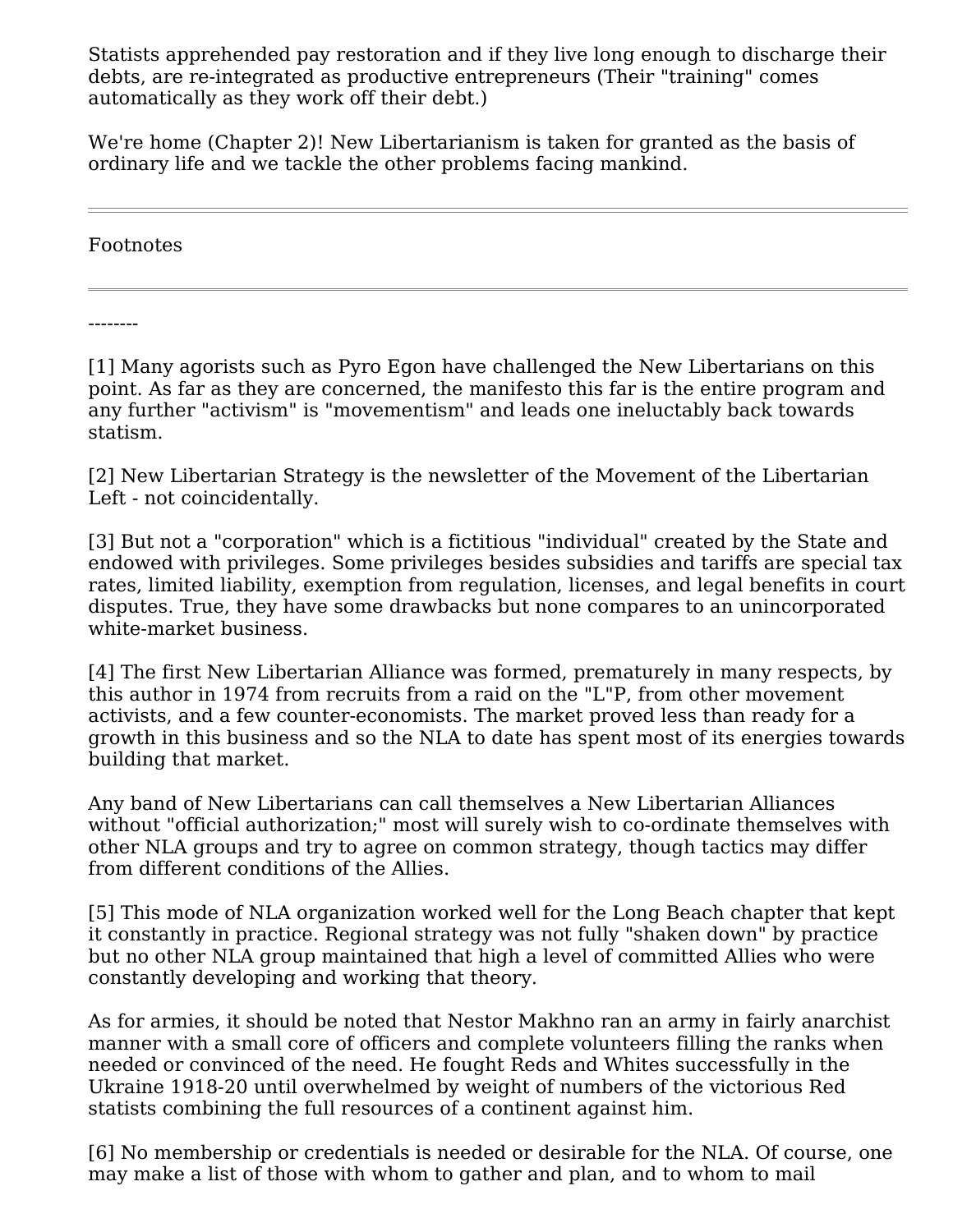Statists apprehended pay restoration and if they live long enough to discharge their debts, are re-integrated as productive entrepreneurs (Their "training" comes automatically as they work off their debt.)

We're home (Chapter 2)! New Libertarianism is taken for granted as the basis of ordinary life and we tackle the other problems facing mankind.

---

Footnotes

---

--------

[1] Many agorists such as Pyro Egon have challenged the New Libertarians on this point. As far as they are concerned, the manifesto this far is the entire program and any further "activism" is "movementism" and leads one ineluctably back towards statism.

[2] New Libertarian Strategy is the newsletter of the Movement of the Libertarian Left - not coincidentally.

[3] But not a "corporation" which is a fictitious "individual" created by the State and endowed with privileges. Some privileges besides subsidies and tariffs are special tax rates, limited liability, exemption from regulation, licenses, and legal benefits in court disputes. True, they have some drawbacks but none compares to an unincorporated white-market business.

[4] The first New Libertarian Alliance was formed, prematurely in many respects, by this author in 1974 from recruits from a raid on the "L"P, from other movement activists, and a few counter-economists. The market proved less than ready for a growth in this business and so the NLA to date has spent most of its energies towards building that market.

Any band of New Libertarians can call themselves a New Libertarian Alliances without "official authorization;" most will surely wish to co-ordinate themselves with other NLA groups and try to agree on common strategy, though tactics may differ from different conditions of the Allies.

[5] This mode of NLA organization worked well for the Long Beach chapter that kept it constantly in practice. Regional strategy was not fully "shaken down" by practice but no other NLA group maintained that high a level of committed Allies who were constantly developing and working that theory.

As for armies, it should be noted that Nestor Makhno ran an army in fairly anarchist manner with a small core of officers and complete volunteers filling the ranks when needed or convinced of the need. He fought Reds and Whites successfully in the Ukraine 1918-20 until overwhelmed by weight of numbers of the victorious Red statists combining the full resources of a continent against him.

[6] No membership or credentials is needed or desirable for the NLA. Of course, one may make a list of those with whom to gather and plan, and to whom to mail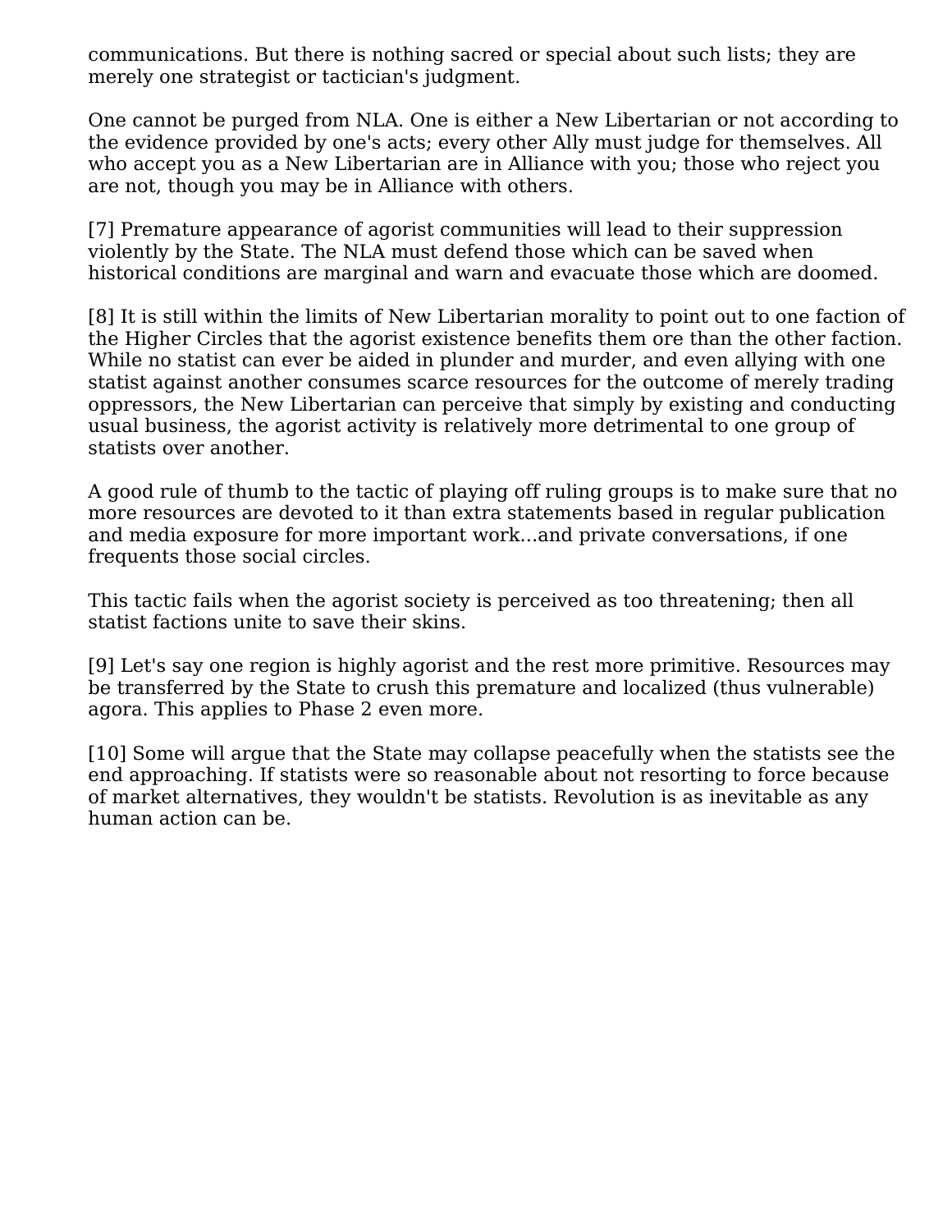communications. But there is nothing sacred or special about such lists; they are merely one strategist or tactician's judgment.

One cannot be purged from NLA. One is either a New Libertarian or not according to the evidence provided by one's acts; every other Ally must judge for themselves. All who accept you as a New Libertarian are in Alliance with you; those who reject you are not, though you may be in Alliance with others.

[7] Premature appearance of agorist communities will lead to their suppression violently by the State. The NLA must defend those which can be saved when historical conditions are marginal and warn and evacuate those which are doomed.

[8] It is still within the limits of New Libertarian morality to point out to one faction of the Higher Circles that the agorist existence benefits them ore than the other faction. While no statist can ever be aided in plunder and murder, and even allying with one statist against another consumes scarce resources for the outcome of merely trading oppressors, the New Libertarian can perceive that simply by existing and conducting usual business, the agorist activity is relatively more detrimental to one group of statists over another.

A good rule of thumb to the tactic of playing off ruling groups is to make sure that no more resources are devoted to it than extra statements based in regular publication and media exposure for more important work...and private conversations, if one frequents those social circles.

This tactic fails when the agorist society is perceived as too threatening; then all statist factions unite to save their skins.

[9] Let's say one region is highly agorist and the rest more primitive. Resources may be transferred by the State to crush this premature and localized (thus vulnerable) agora. This applies to Phase 2 even more.

[10] Some will argue that the State may collapse peacefully when the statists see the end approaching. If statists were so reasonable about not resorting to force because of market alternatives, they wouldn't be statists. Revolution is as inevitable as any human action can be.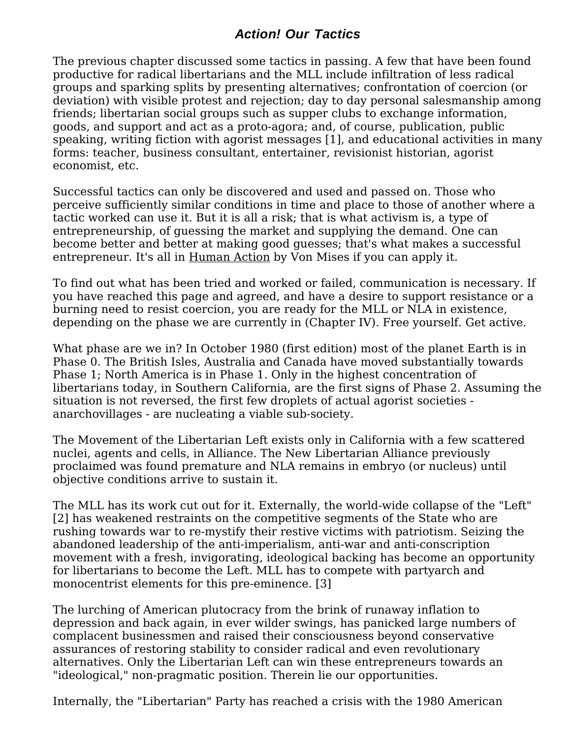## *Action! Our Tactics*

The previous chapter discussed some tactics in passing. A few that have been found productive for radical libertarians and the MLL include infiltration of less radical groups and sparking splits by presenting alternatives; confrontation of coercion (or deviation) with visible protest and rejection; day to day personal salesmanship among friends; libertarian social groups such as supper clubs to exchange information, goods, and support and act as a proto-agora; and, of course, publication, public speaking, writing fiction with agorist messages [1], and educational activities in many forms: teacher, business consultant, entertainer, revisionist historian, agorist economist, etc.

Successful tactics can only be discovered and used and passed on. Those who perceive sufficiently similar conditions in time and place to those of another where a tactic worked can use it. But it is all a risk; that is what activism is, a type of entrepreneurship, of guessing the market and supplying the demand. One can become better and better at making good guesses; that's what makes a successful entrepreneur. It's all in Human Action by Von Mises if you can apply it.

To find out what has been tried and worked or failed, communication is necessary. If you have reached this page and agreed, and have a desire to support resistance or a burning need to resist coercion, you are ready for the MLL or NLA in existence, depending on the phase we are currently in (Chapter IV). Free yourself. Get active.

What phase are we in? In October 1980 (first edition) most of the planet Earth is in Phase 0. The British Isles, Australia and Canada have moved substantially towards Phase 1; North America is in Phase 1. Only in the highest concentration of libertarians today, in Southern California, are the first signs of Phase 2. Assuming the situation is not reversed, the first few droplets of actual agorist societies - anarchovillages - are nucleating a viable sub-society.

The Movement of the Libertarian Left exists only in California with a few scattered nuclei, agents and cells, in Alliance. The New Libertarian Alliance previously proclaimed was found premature and NLA remains in embryo (or nucleus) until objective conditions arrive to sustain it.

The MLL has its work cut out for it. Externally, the world-wide collapse of the "Left" [2] has weakened restraints on the competitive segments of the State who are rushing towards war to re-mystify their restive victims with patriotism. Seizing the abandoned leadership of the anti-imperialism, anti-war and anti-conscription movement with a fresh, invigorating, ideological backing has become an opportunity for libertarians to become the Left. MLL has to compete with partyarch and monocentrist elements for this pre-eminence. [3]

The lurching of American plutocracy from the brink of runaway inflation to depression and back again, in ever wilder swings, has panicked large numbers of complacent businessmen and raised their consciousness beyond conservative assurances of restoring stability to consider radical and even revolutionary alternatives. Only the Libertarian Left can win these entrepreneurs towards an "ideological," non-pragmatic position. Therein lie our opportunities.

Internally, the "Libertarian" Party has reached a crisis with the 1980 American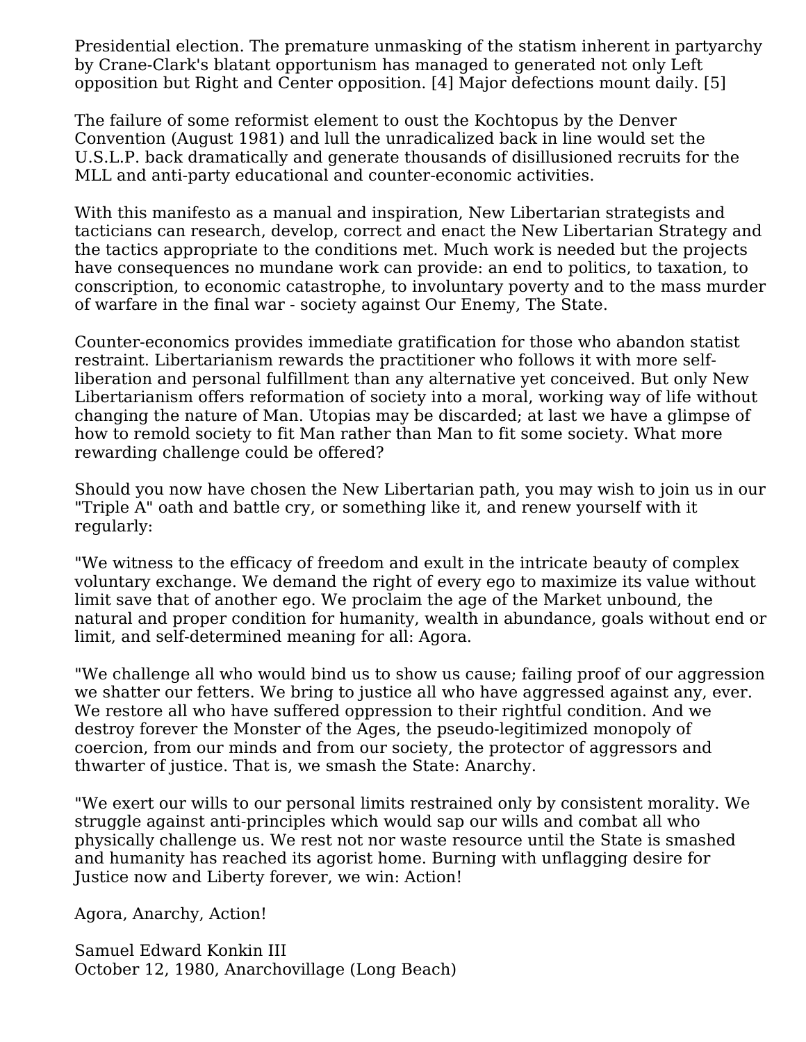Presidential election. The premature unmasking of the statism inherent in partyarchy by Crane-Clark's blatant opportunism has managed to generated not only Left opposition but Right and Center opposition. [4] Major defections mount daily. [5]

The failure of some reformist element to oust the Kochtopus by the Denver Convention (August 1981) and lull the unradicalized back in line would set the U.S.L.P. back dramatically and generate thousands of disillusioned recruits for the MLL and anti-party educational and counter-economic activities.

With this manifesto as a manual and inspiration, New Libertarian strategists and tacticians can research, develop, correct and enact the New Libertarian Strategy and the tactics appropriate to the conditions met. Much work is needed but the projects have consequences no mundane work can provide: an end to politics, to taxation, to conscription, to economic catastrophe, to involuntary poverty and to the mass murder of warfare in the final war - society against Our Enemy, The State.

Counter-economics provides immediate gratification for those who abandon statist restraint. Libertarianism rewards the practitioner who follows it with more self-liberation and personal fulfillment than any alternative yet conceived. But only New Libertarianism offers reformation of society into a moral, working way of life without changing the nature of Man. Utopias may be discarded; at last we have a glimpse of how to remold society to fit Man rather than Man to fit some society. What more rewarding challenge could be offered?

Should you now have chosen the New Libertarian path, you may wish to join us in our "Triple A" oath and battle cry, or something like it, and renew yourself with it regularly:

"We witness to the efficacy of freedom and exult in the intricate beauty of complex voluntary exchange. We demand the right of every ego to maximize its value without limit save that of another ego. We proclaim the age of the Market unbound, the natural and proper condition for humanity, wealth in abundance, goals without end or limit, and self-determined meaning for all: Agora.

"We challenge all who would bind us to show us cause; failing proof of our aggression we shatter our fetters. We bring to justice all who have aggressed against any, ever. We restore all who have suffered oppression to their rightful condition. And we destroy forever the Monster of the Ages, the pseudo-legitimized monopoly of coercion, from our minds and from our society, the protector of aggressors and thwarter of justice. That is, we smash the State: Anarchy.

"We exert our wills to our personal limits restrained only by consistent morality. We struggle against anti-principles which would sap our wills and combat all who physically challenge us. We rest not nor waste resource until the State is smashed and humanity has reached its agorist home. Burning with unflagging desire for Justice now and Liberty forever, we win: Action!

Agora, Anarchy, Action!

Samuel Edward Konkin III
October 12, 1980, Anarchovillage (Long Beach)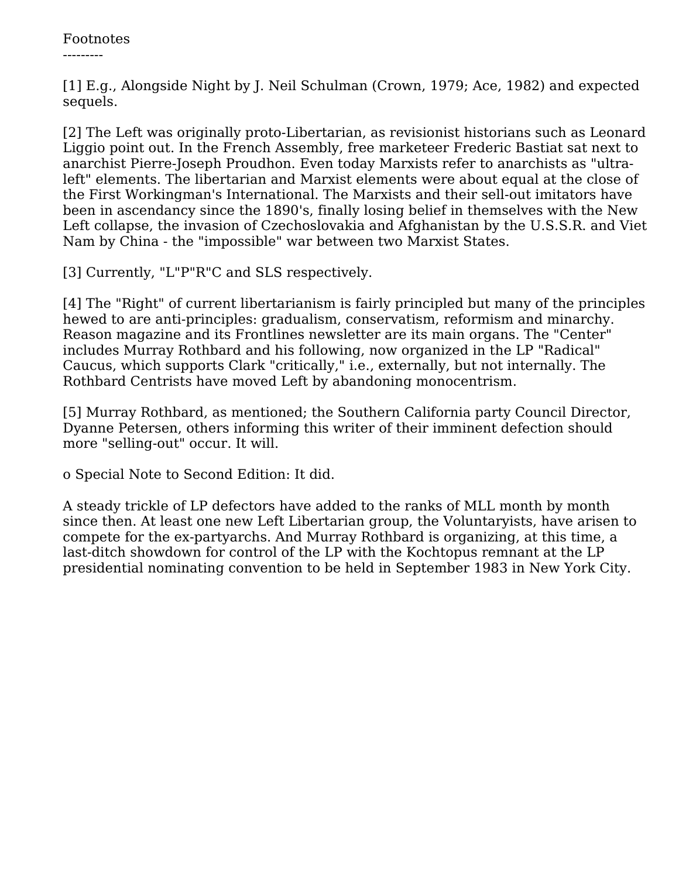Footnotes
---------

[1] E.g., Alongside Night by J. Neil Schulman (Crown, 1979; Ace, 1982) and expected sequels.

[2] The Left was originally proto-Libertarian, as revisionist historians such as Leonard Liggio point out. In the French Assembly, free marketeer Frederic Bastiat sat next to anarchist Pierre-Joseph Proudhon. Even today Marxists refer to anarchists as "ultra-left" elements. The libertarian and Marxist elements were about equal at the close of the First Workingman's International. The Marxists and their sell-out imitators have been in ascendancy since the 1890's, finally losing belief in themselves with the New Left collapse, the invasion of Czechoslovakia and Afghanistan by the U.S.S.R. and Viet Nam by China - the "impossible" war between two Marxist States.

[3] Currently, "L"P"R"C and SLS respectively.

[4] The "Right" of current libertarianism is fairly principled but many of the principles hewed to are anti-principles: gradualism, conservatism, reformism and minarchy. Reason magazine and its Frontlines newsletter are its main organs. The "Center" includes Murray Rothbard and his following, now organized in the LP "Radical" Caucus, which supports Clark "critically," i.e., externally, but not internally. The Rothbard Centrists have moved Left by abandoning monocentrism.

[5] Murray Rothbard, as mentioned; the Southern California party Council Director, Dyanne Petersen, others informing this writer of their imminent defection should more "selling-out" occur. It will.

o Special Note to Second Edition: It did.

A steady trickle of LP defectors have added to the ranks of MLL month by month since then. At least one new Left Libertarian group, the Voluntaryists, have arisen to compete for the ex-partyarchs. And Murray Rothbard is organizing, at this time, a last-ditch showdown for control of the LP with the Kochtopus remnant at the LP presidential nominating convention to be held in September 1983 in New York City.